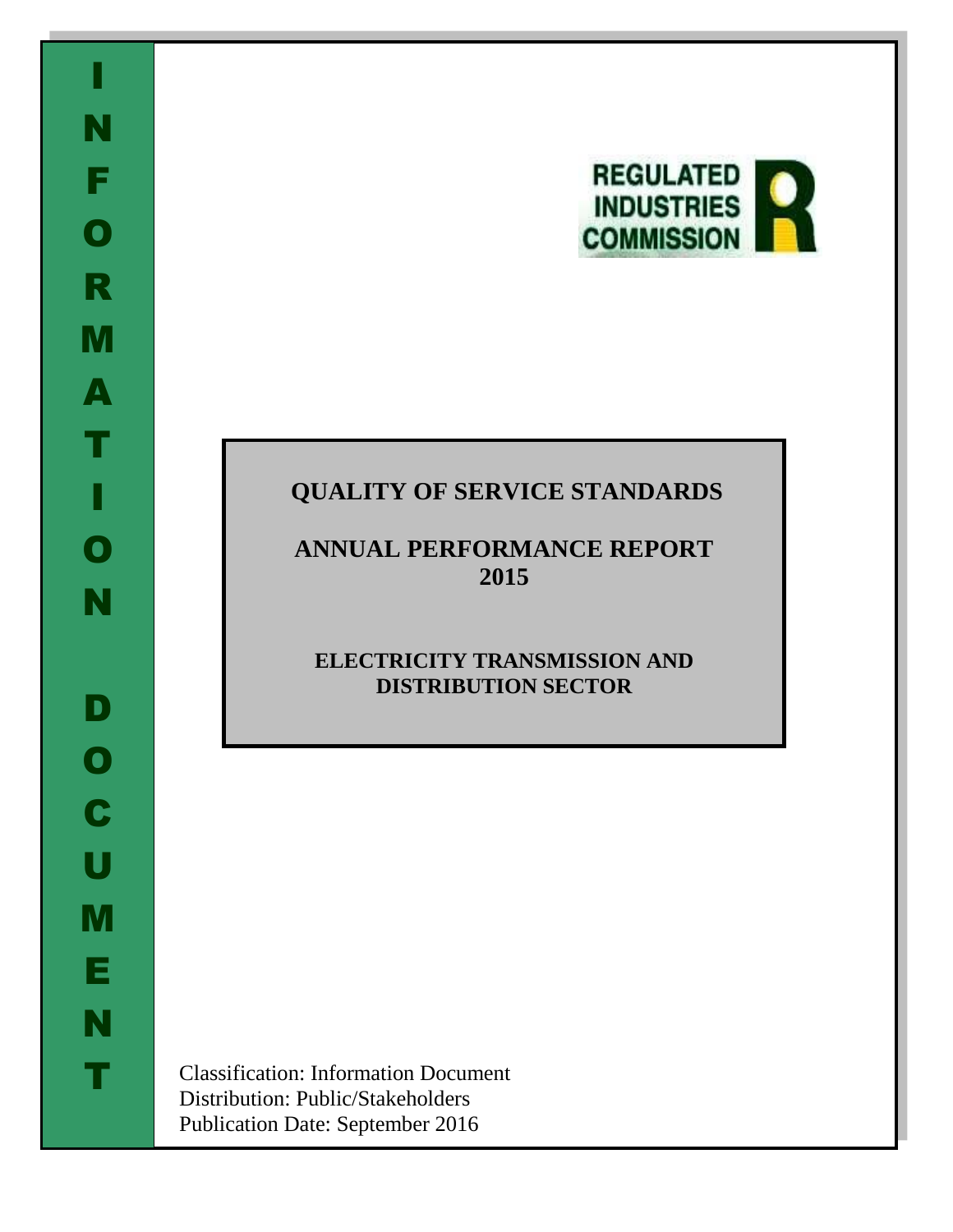INFORMATION DOCUMENT

REGULATED INDUSTRIES COMMISSION

# QUALITY OF SERVICE STANDARDS

# ANNUAL PERFORMANCE REPORT 2015

## ELECTRICITY TRANSMISSION AND DISTRIBUTION SECTOR

Classification: Information Document
Distribution: Public/Stakeholders
Publication Date: September 2016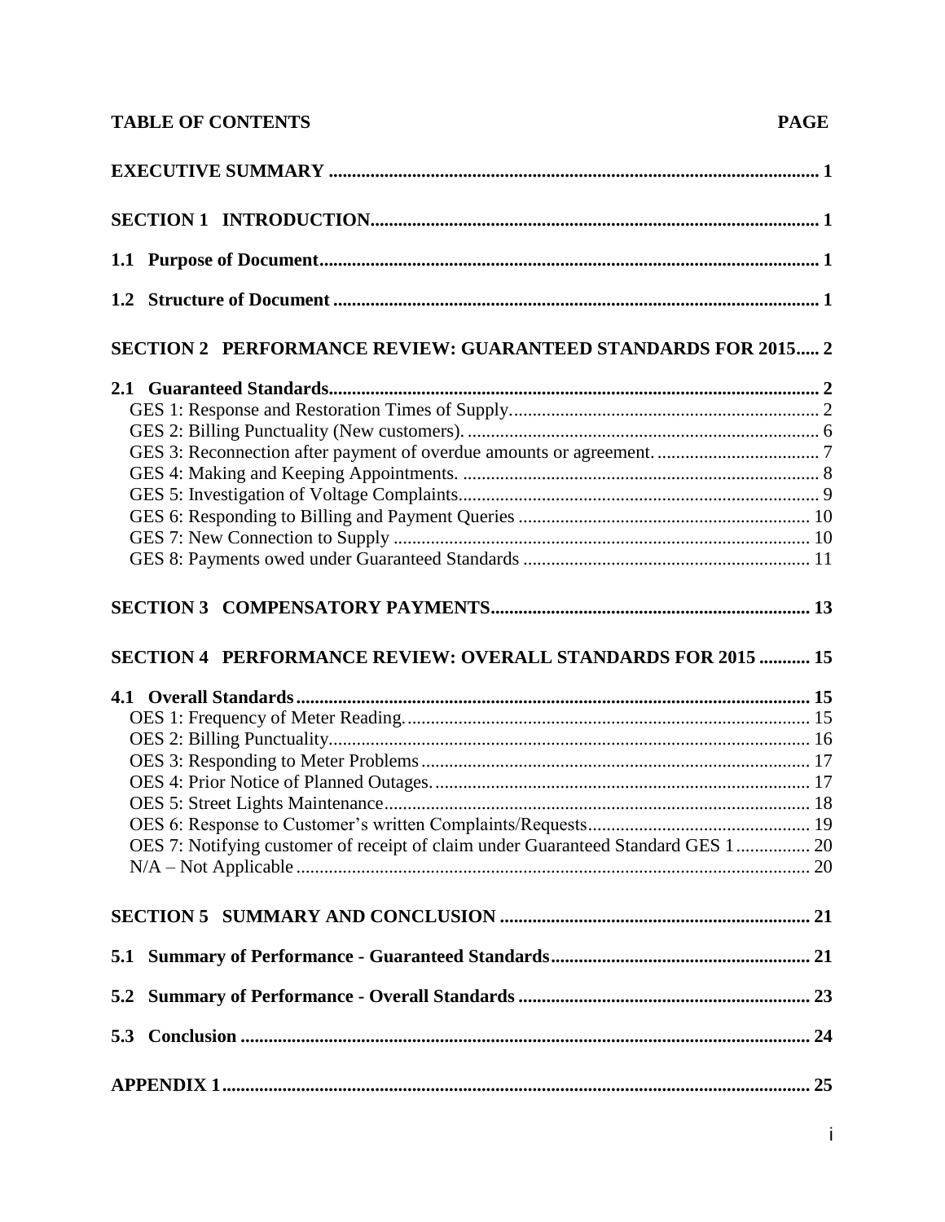**TABLE OF CONTENTS** **PAGE**

**EXECUTIVE SUMMARY** ........................................................................................................ 1

**SECTION 1 INTRODUCTION** ................................................................................................ 1

**1.1 Purpose of Document** ........................................................................................................ 1

**1.2 Structure of Document** ...................................................................................................... 1

**SECTION 2 PERFORMANCE REVIEW: GUARANTEED STANDARDS FOR 2015** ..... 2

**2.1 Guaranteed Standards** ........................................................................................................ 2

GES 1: Response and Restoration Times of Supply.................................................................. 2
GES 2: Billing Punctuality (New customers). ........................................................................... 6
GES 3: Reconnection after payment of overdue amounts or agreement. ................................... 7
GES 4: Making and Keeping Appointments. ............................................................................ 8
GES 5: Investigation of Voltage Complaints............................................................................. 9
GES 6: Responding to Billing and Payment Queries .............................................................. 10
GES 7: New Connection to Supply ......................................................................................... 10
GES 8: Payments owed under Guaranteed Standards ............................................................. 11

**SECTION 3 COMPENSATORY PAYMENTS** .................................................................... 13

**SECTION 4 PERFORMANCE REVIEW: OVERALL STANDARDS FOR 2015** ........... 15

**4.1 Overall Standards** ............................................................................................................. 15

OES 1: Frequency of Meter Reading....................................................................................... 15
OES 2: Billing Punctuality....................................................................................................... 16
OES 3: Responding to Meter Problems ................................................................................... 17
OES 4: Prior Notice of Planned Outages................................................................................. 17
OES 5: Street Lights Maintenance........................................................................................... 18
OES 6: Response to Customer's written Complaints/Requests................................................ 19
OES 7: Notifying customer of receipt of claim under Guaranteed Standard GES 1 ................ 20
N/A – Not Applicable .............................................................................................................. 20

**SECTION 5 SUMMARY AND CONCLUSION** .................................................................. 21

**5.1 Summary of Performance - Guaranteed Standards** ........................................................ 21

**5.2 Summary of Performance - Overall Standards** .............................................................. 23

**5.3 Conclusion** ........................................................................................................................ 24

**APPENDIX 1** .............................................................................................................................. 25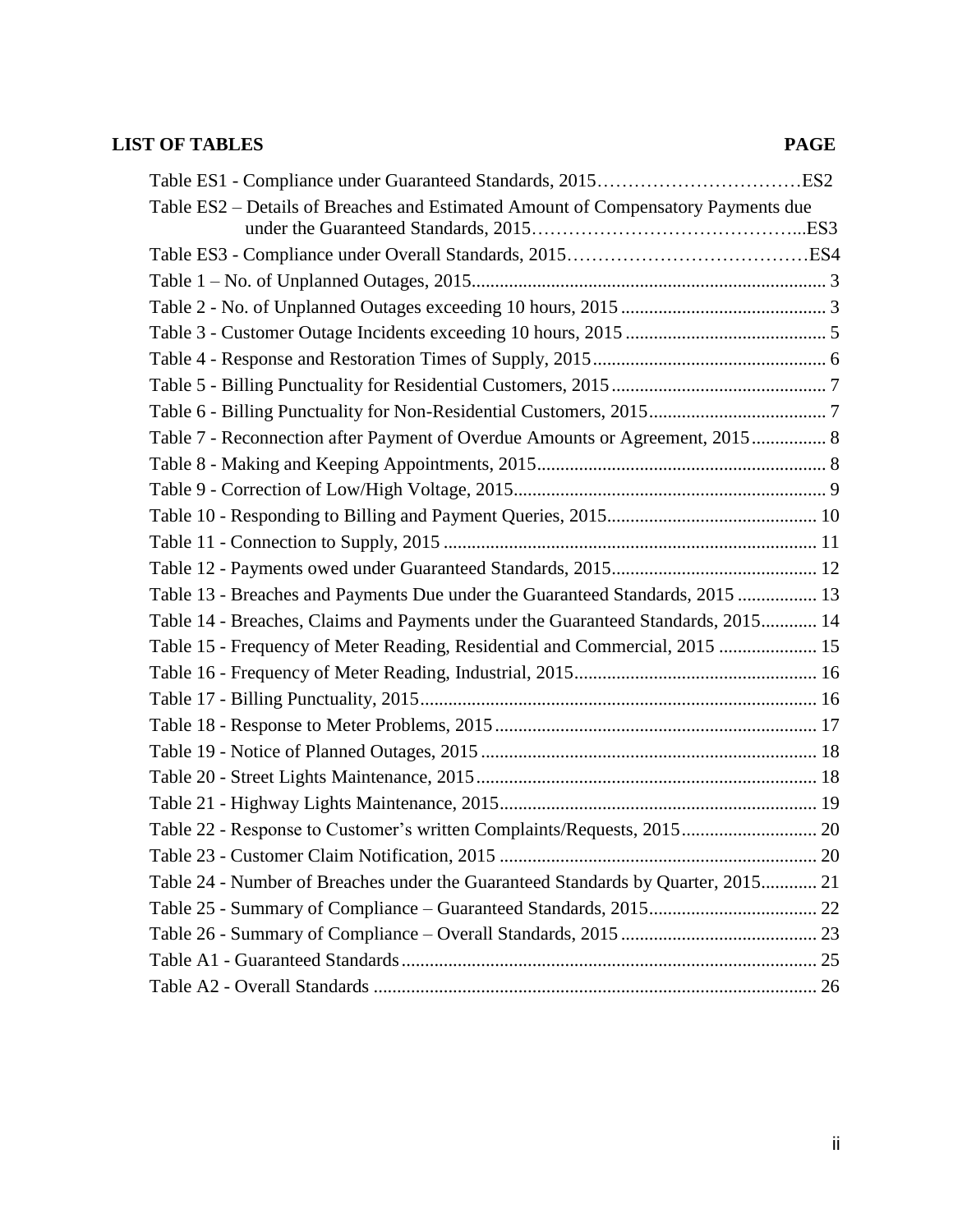## LIST OF TABLES

| | PAGE |
|---|---|
| Table ES1 - Compliance under Guaranteed Standards, 2015 | ES2 |
| Table ES2 – Details of Breaches and Estimated Amount of Compensatory Payments due under the Guaranteed Standards, 2015 | ES3 |
| Table ES3 - Compliance under Overall Standards, 2015 | ES4 |
| Table 1 – No. of Unplanned Outages, 2015 | 3 |
| Table 2 - No. of Unplanned Outages exceeding 10 hours, 2015 | 3 |
| Table 3 - Customer Outage Incidents exceeding 10 hours, 2015 | 5 |
| Table 4 - Response and Restoration Times of Supply, 2015 | 6 |
| Table 5 - Billing Punctuality for Residential Customers, 2015 | 7 |
| Table 6 - Billing Punctuality for Non-Residential Customers, 2015 | 7 |
| Table 7 - Reconnection after Payment of Overdue Amounts or Agreement, 2015 | 8 |
| Table 8 - Making and Keeping Appointments, 2015 | 8 |
| Table 9 - Correction of Low/High Voltage, 2015 | 9 |
| Table 10 - Responding to Billing and Payment Queries, 2015 | 10 |
| Table 11 - Connection to Supply, 2015 | 11 |
| Table 12 - Payments owed under Guaranteed Standards, 2015 | 12 |
| Table 13 - Breaches and Payments Due under the Guaranteed Standards, 2015 | 13 |
| Table 14 - Breaches, Claims and Payments under the Guaranteed Standards, 2015 | 14 |
| Table 15 - Frequency of Meter Reading, Residential and Commercial, 2015 | 15 |
| Table 16 - Frequency of Meter Reading, Industrial, 2015 | 16 |
| Table 17 - Billing Punctuality, 2015 | 16 |
| Table 18 - Response to Meter Problems, 2015 | 17 |
| Table 19 - Notice of Planned Outages, 2015 | 18 |
| Table 20 - Street Lights Maintenance, 2015 | 18 |
| Table 21 - Highway Lights Maintenance, 2015 | 19 |
| Table 22 - Response to Customer's written Complaints/Requests, 2015 | 20 |
| Table 23 - Customer Claim Notification, 2015 | 20 |
| Table 24 - Number of Breaches under the Guaranteed Standards by Quarter, 2015 | 21 |
| Table 25 - Summary of Compliance – Guaranteed Standards, 2015 | 22 |
| Table 26 - Summary of Compliance – Overall Standards, 2015 | 23 |
| Table A1 - Guaranteed Standards | 25 |
| Table A2 - Overall Standards | 26 |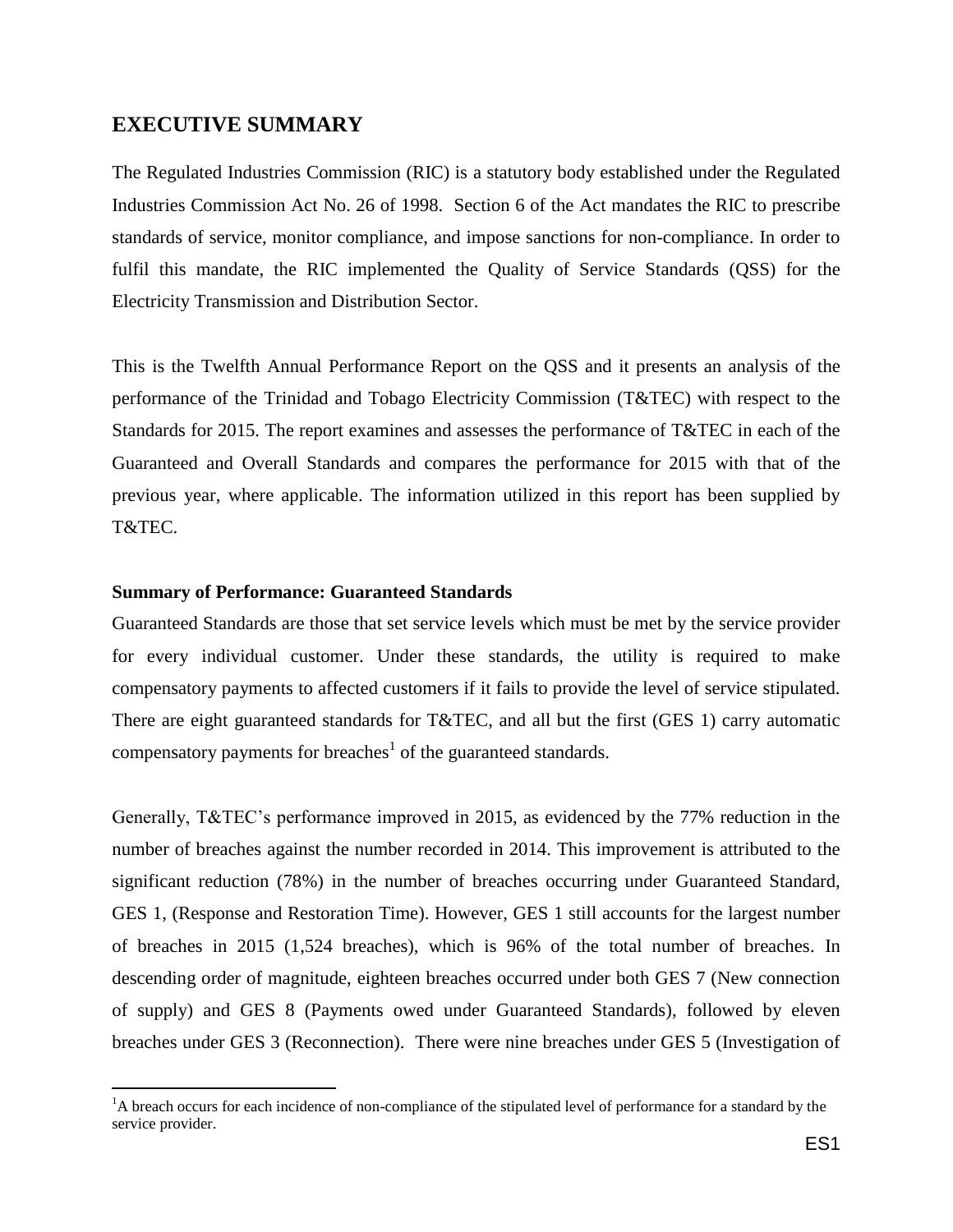# EXECUTIVE SUMMARY

The Regulated Industries Commission (RIC) is a statutory body established under the Regulated Industries Commission Act No. 26 of 1998. Section 6 of the Act mandates the RIC to prescribe standards of service, monitor compliance, and impose sanctions for non-compliance. In order to fulfil this mandate, the RIC implemented the Quality of Service Standards (QSS) for the Electricity Transmission and Distribution Sector.

This is the Twelfth Annual Performance Report on the QSS and it presents an analysis of the performance of the Trinidad and Tobago Electricity Commission (T&TEC) with respect to the Standards for 2015. The report examines and assesses the performance of T&TEC in each of the Guaranteed and Overall Standards and compares the performance for 2015 with that of the previous year, where applicable. The information utilized in this report has been supplied by T&TEC.

**Summary of Performance: Guaranteed Standards**

Guaranteed Standards are those that set service levels which must be met by the service provider for every individual customer. Under these standards, the utility is required to make compensatory payments to affected customers if it fails to provide the level of service stipulated. There are eight guaranteed standards for T&TEC, and all but the first (GES 1) carry automatic compensatory payments for breaches[1] of the guaranteed standards.

Generally, T&TEC's performance improved in 2015, as evidenced by the 77% reduction in the number of breaches against the number recorded in 2014. This improvement is attributed to the significant reduction (78%) in the number of breaches occurring under Guaranteed Standard, GES 1, (Response and Restoration Time). However, GES 1 still accounts for the largest number of breaches in 2015 (1,524 breaches), which is 96% of the total number of breaches. In descending order of magnitude, eighteen breaches occurred under both GES 7 (New connection of supply) and GES 8 (Payments owed under Guaranteed Standards), followed by eleven breaches under GES 3 (Reconnection). There were nine breaches under GES 5 (Investigation of

[1] A breach occurs for each incidence of non-compliance of the stipulated level of performance for a standard by the service provider.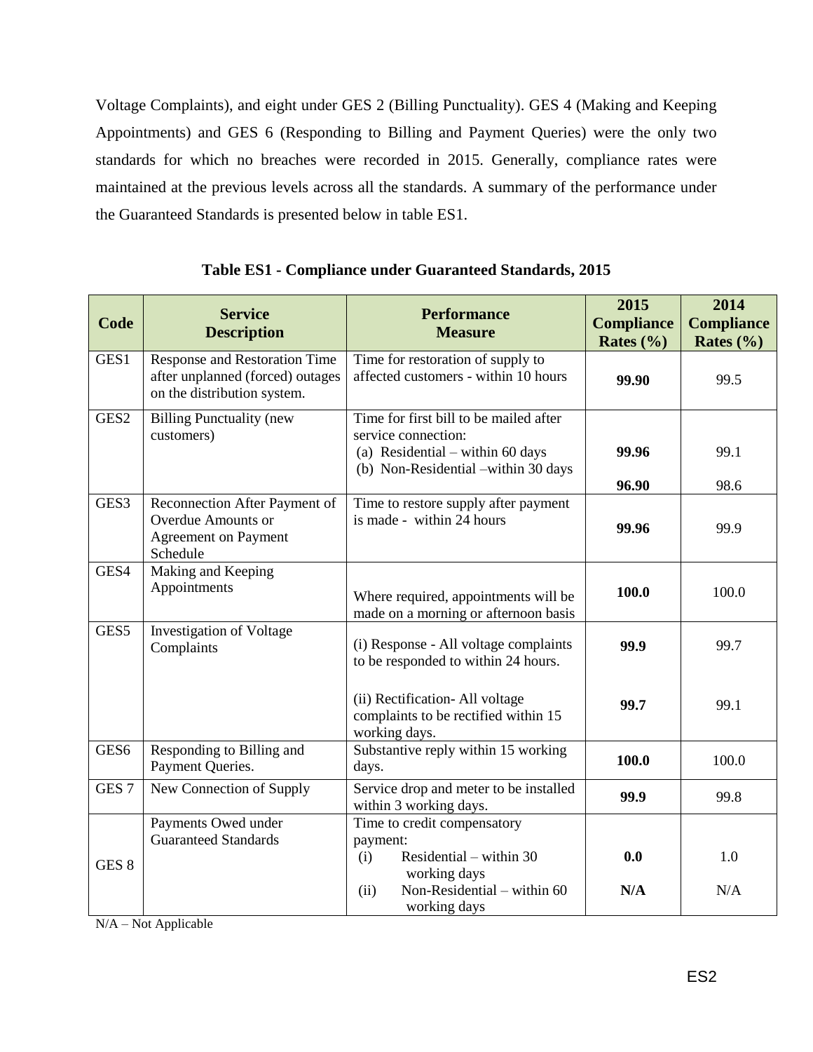Voltage Complaints), and eight under GES 2 (Billing Punctuality). GES 4 (Making and Keeping Appointments) and GES 6 (Responding to Billing and Payment Queries) were the only two standards for which no breaches were recorded in 2015. Generally, compliance rates were maintained at the previous levels across all the standards. A summary of the performance under the Guaranteed Standards is presented below in table ES1.

**Table ES1 - Compliance under Guaranteed Standards, 2015**

| Code | Service Description | Performance Measure | 2015 Compliance Rates (%) | 2014 Compliance Rates (%) |
|---|---|---|---|---|
| GES1 | Response and Restoration Time after unplanned (forced) outages on the distribution system. | Time for restoration of supply to affected customers - within 10 hours | **99.90** | 99.5 |
| GES2 | Billing Punctuality (new customers) | Time for first bill to be mailed after service connection:<br>(a) Residential – within 60 days<br>(b) Non-Residential –within 30 days | **99.96**<br><br>**96.90** | 99.1<br><br>98.6 |
| GES3 | Reconnection After Payment of Overdue Amounts or Agreement on Payment Schedule | Time to restore supply after payment is made - within 24 hours | **99.96** | 99.9 |
| GES4 | Making and Keeping Appointments | Where required, appointments will be made on a morning or afternoon basis | **100.0** | 100.0 |
| GES5 | Investigation of Voltage Complaints | (i) Response - All voltage complaints to be responded to within 24 hours.<br><br>(ii) Rectification- All voltage complaints to be rectified within 15 working days. | **99.9**<br><br>**99.7** | 99.7<br><br>99.1 |
| GES6 | Responding to Billing and Payment Queries. | Substantive reply within 15 working days. | **100.0** | 100.0 |
| GES 7 | New Connection of Supply | Service drop and meter to be installed within 3 working days. | **99.9** | 99.8 |
| GES 8 | Payments Owed under Guaranteed Standards | Time to credit compensatory payment:<br>(i) Residential – within 30 working days<br>(ii) Non-Residential – within 60 working days | **0.0**<br><br>**N/A** | 1.0<br><br>N/A |

N/A – Not Applicable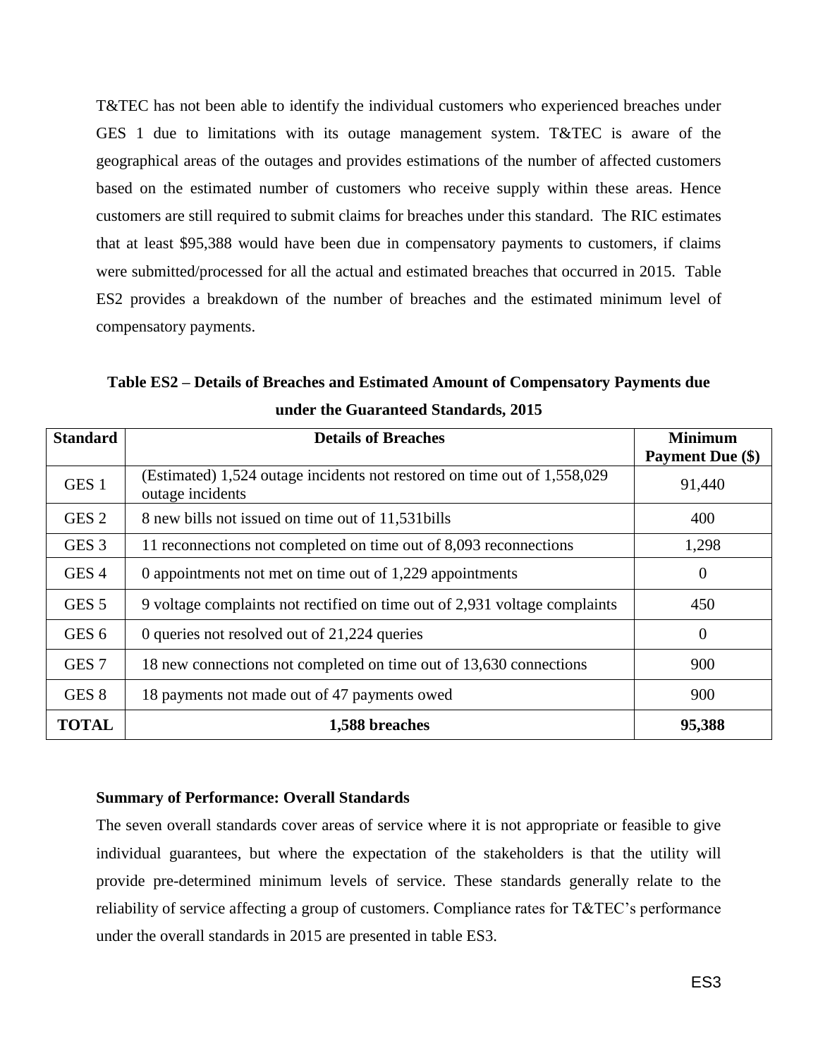T&TEC has not been able to identify the individual customers who experienced breaches under GES 1 due to limitations with its outage management system. T&TEC is aware of the geographical areas of the outages and provides estimations of the number of affected customers based on the estimated number of customers who receive supply within these areas. Hence customers are still required to submit claims for breaches under this standard. The RIC estimates that at least $95,388 would have been due in compensatory payments to customers, if claims were submitted/processed for all the actual and estimated breaches that occurred in 2015. Table ES2 provides a breakdown of the number of breaches and the estimated minimum level of compensatory payments.

**Table ES2 – Details of Breaches and Estimated Amount of Compensatory Payments due under the Guaranteed Standards, 2015**

| Standard | Details of Breaches | Minimum Payment Due ($) |
|---|---|---|
| GES 1 | (Estimated) 1,524 outage incidents not restored on time out of 1,558,029 outage incidents | 91,440 |
| GES 2 | 8 new bills not issued on time out of 11,531bills | 400 |
| GES 3 | 11 reconnections not completed on time out of 8,093 reconnections | 1,298 |
| GES 4 | 0 appointments not met on time out of 1,229 appointments | 0 |
| GES 5 | 9 voltage complaints not rectified on time out of 2,931 voltage complaints | 450 |
| GES 6 | 0 queries not resolved out of 21,224 queries | 0 |
| GES 7 | 18 new connections not completed on time out of 13,630 connections | 900 |
| GES 8 | 18 payments not made out of 47 payments owed | 900 |
| **TOTAL** | **1,588 breaches** | **95,388** |

**Summary of Performance: Overall Standards**

The seven overall standards cover areas of service where it is not appropriate or feasible to give individual guarantees, but where the expectation of the stakeholders is that the utility will provide pre-determined minimum levels of service. These standards generally relate to the reliability of service affecting a group of customers. Compliance rates for T&TEC's performance under the overall standards in 2015 are presented in table ES3.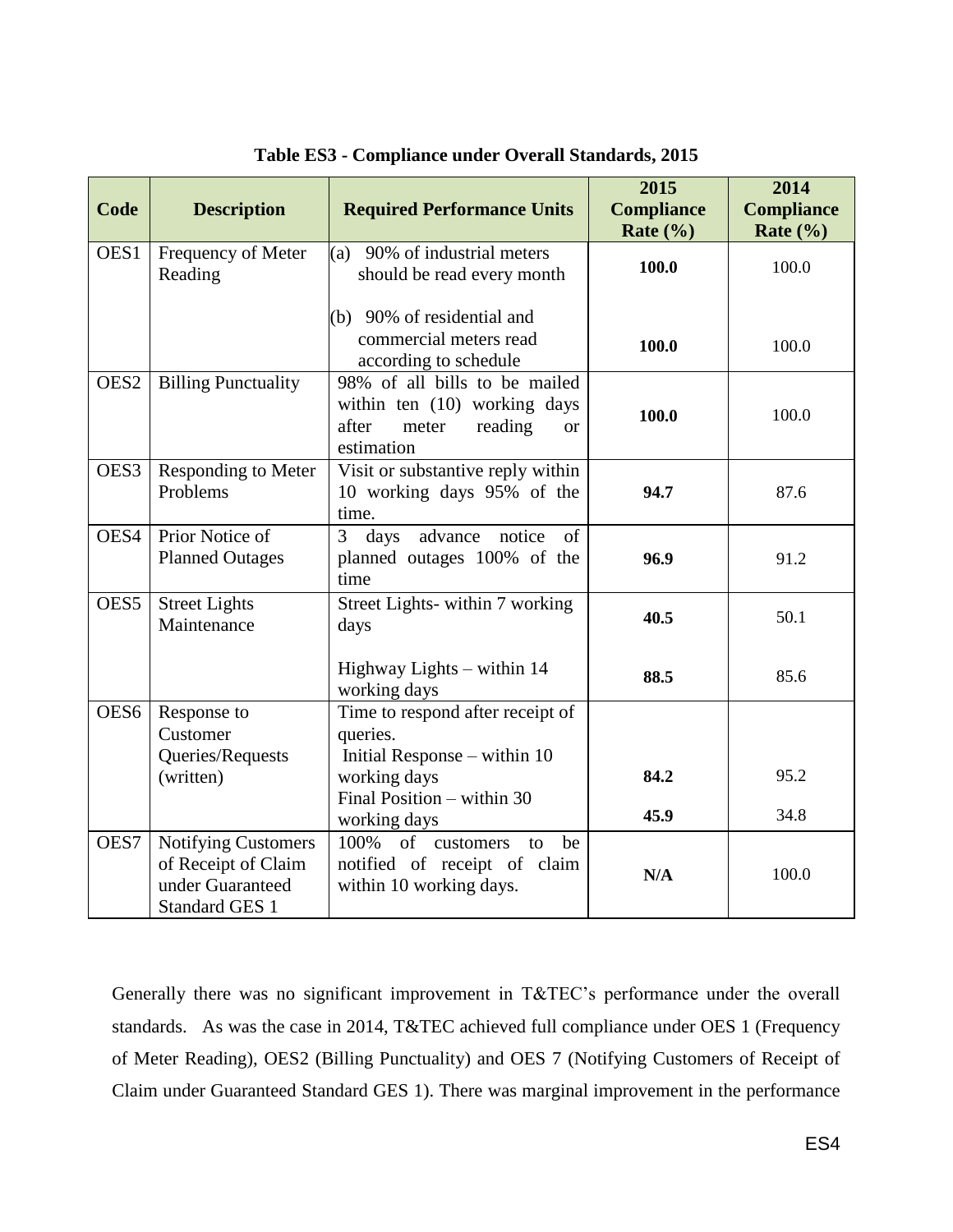**Table ES3 - Compliance under Overall Standards, 2015**

| Code | Description | Required Performance Units | 2015 Compliance Rate (%) | 2014 Compliance Rate (%) |
|---|---|---|---|---|
| OES1 | Frequency of Meter Reading | (a) 90% of industrial meters should be read every month | **100.0** | 100.0 |
| | | (b) 90% of residential and commercial meters read according to schedule | **100.0** | 100.0 |
| OES2 | Billing Punctuality | 98% of all bills to be mailed within ten (10) working days after meter reading or estimation | **100.0** | 100.0 |
| OES3 | Responding to Meter Problems | Visit or substantive reply within 10 working days 95% of the time. | **94.7** | 87.6 |
| OES4 | Prior Notice of Planned Outages | 3 days advance notice of planned outages 100% of the time | **96.9** | 91.2 |
| OES5 | Street Lights Maintenance | Street Lights- within 7 working days | **40.5** | 50.1 |
| | | Highway Lights – within 14 working days | **88.5** | 85.6 |
| OES6 | Response to Customer Queries/Requests (written) | Time to respond after receipt of queries. Initial Response – within 10 working days | **84.2** | 95.2 |
| | | Final Position – within 30 working days | **45.9** | 34.8 |
| OES7 | Notifying Customers of Receipt of Claim under Guaranteed Standard GES 1 | 100% of customers to be notified of receipt of claim within 10 working days. | **N/A** | 100.0 |

Generally there was no significant improvement in T&TEC's performance under the overall standards. As was the case in 2014, T&TEC achieved full compliance under OES 1 (Frequency of Meter Reading), OES2 (Billing Punctuality) and OES 7 (Notifying Customers of Receipt of Claim under Guaranteed Standard GES 1). There was marginal improvement in the performance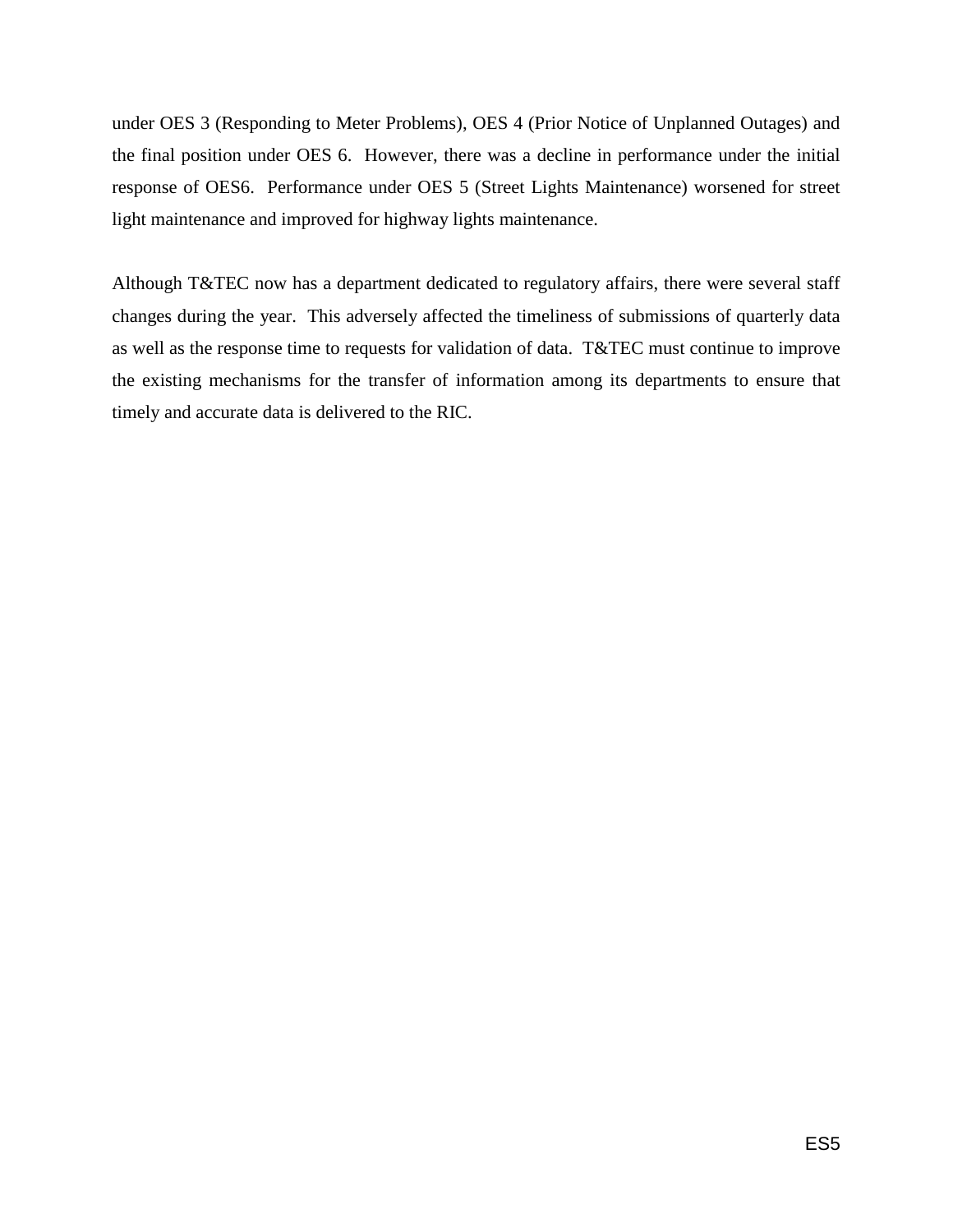under OES 3 (Responding to Meter Problems), OES 4 (Prior Notice of Unplanned Outages) and the final position under OES 6. However, there was a decline in performance under the initial response of OES6. Performance under OES 5 (Street Lights Maintenance) worsened for street light maintenance and improved for highway lights maintenance.

Although T&TEC now has a department dedicated to regulatory affairs, there were several staff changes during the year. This adversely affected the timeliness of submissions of quarterly data as well as the response time to requests for validation of data. T&TEC must continue to improve the existing mechanisms for the transfer of information among its departments to ensure that timely and accurate data is delivered to the RIC.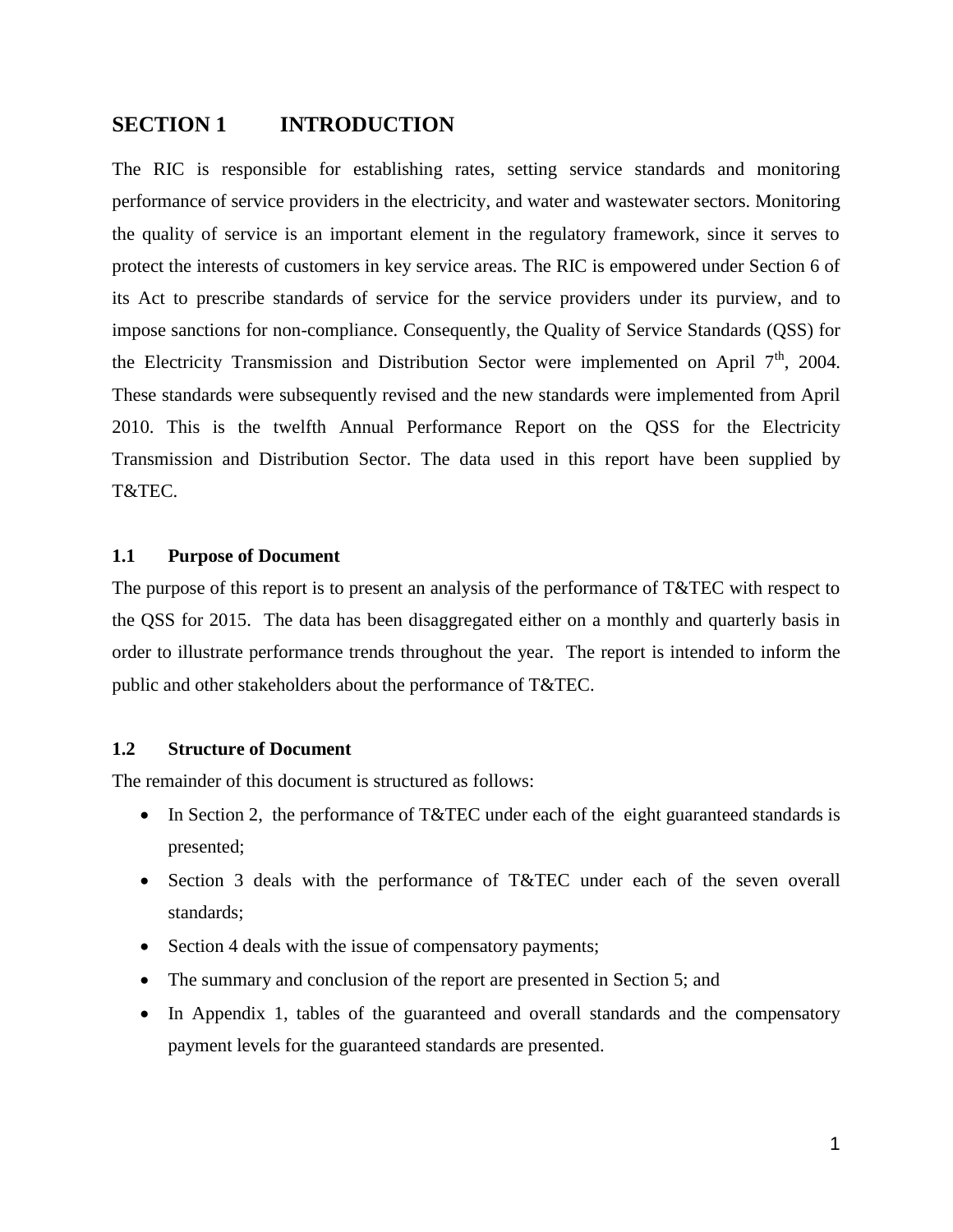# SECTION 1 INTRODUCTION

The RIC is responsible for establishing rates, setting service standards and monitoring performance of service providers in the electricity, and water and wastewater sectors. Monitoring the quality of service is an important element in the regulatory framework, since it serves to protect the interests of customers in key service areas. The RIC is empowered under Section 6 of its Act to prescribe standards of service for the service providers under its purview, and to impose sanctions for non-compliance. Consequently, the Quality of Service Standards (QSS) for the Electricity Transmission and Distribution Sector were implemented on April 7th, 2004. These standards were subsequently revised and the new standards were implemented from April 2010. This is the twelfth Annual Performance Report on the QSS for the Electricity Transmission and Distribution Sector. The data used in this report have been supplied by T&TEC.

## 1.1 Purpose of Document

The purpose of this report is to present an analysis of the performance of T&TEC with respect to the QSS for 2015. The data has been disaggregated either on a monthly and quarterly basis in order to illustrate performance trends throughout the year. The report is intended to inform the public and other stakeholders about the performance of T&TEC.

## 1.2 Structure of Document

The remainder of this document is structured as follows:

- In Section 2, the performance of T&TEC under each of the eight guaranteed standards is presented;
- Section 3 deals with the performance of T&TEC under each of the seven overall standards;
- Section 4 deals with the issue of compensatory payments;
- The summary and conclusion of the report are presented in Section 5; and
- In Appendix 1, tables of the guaranteed and overall standards and the compensatory payment levels for the guaranteed standards are presented.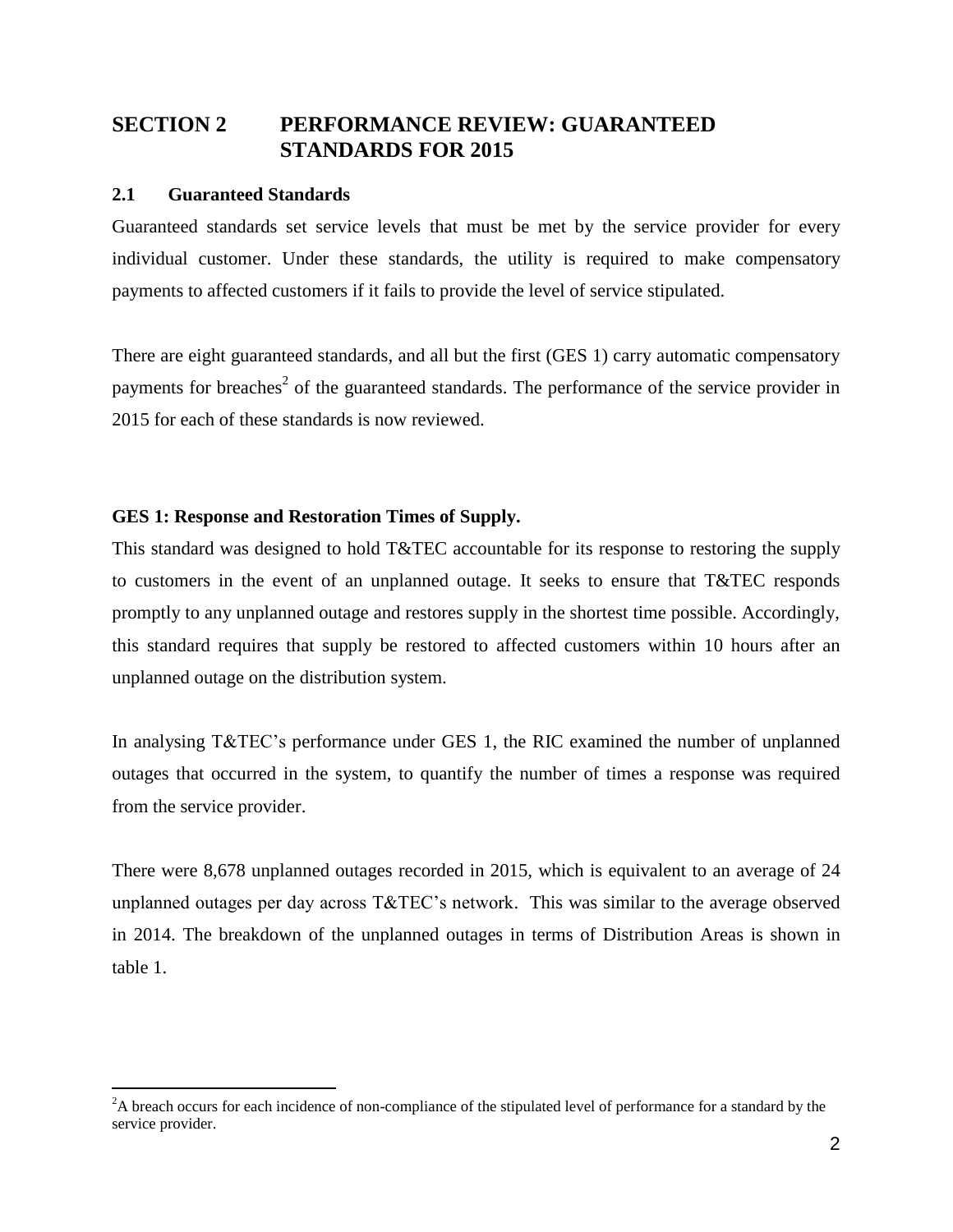# SECTION 2 PERFORMANCE REVIEW: GUARANTEED STANDARDS FOR 2015

## 2.1 Guaranteed Standards

Guaranteed standards set service levels that must be met by the service provider for every individual customer. Under these standards, the utility is required to make compensatory payments to affected customers if it fails to provide the level of service stipulated.

There are eight guaranteed standards, and all but the first (GES 1) carry automatic compensatory payments for breaches[2] of the guaranteed standards. The performance of the service provider in 2015 for each of these standards is now reviewed.

**GES 1: Response and Restoration Times of Supply.**

This standard was designed to hold T&TEC accountable for its response to restoring the supply to customers in the event of an unplanned outage. It seeks to ensure that T&TEC responds promptly to any unplanned outage and restores supply in the shortest time possible. Accordingly, this standard requires that supply be restored to affected customers within 10 hours after an unplanned outage on the distribution system.

In analysing T&TEC's performance under GES 1, the RIC examined the number of unplanned outages that occurred in the system, to quantify the number of times a response was required from the service provider.

There were 8,678 unplanned outages recorded in 2015, which is equivalent to an average of 24 unplanned outages per day across T&TEC's network. This was similar to the average observed in 2014. The breakdown of the unplanned outages in terms of Distribution Areas is shown in table 1.

[2] A breach occurs for each incidence of non-compliance of the stipulated level of performance for a standard by the service provider.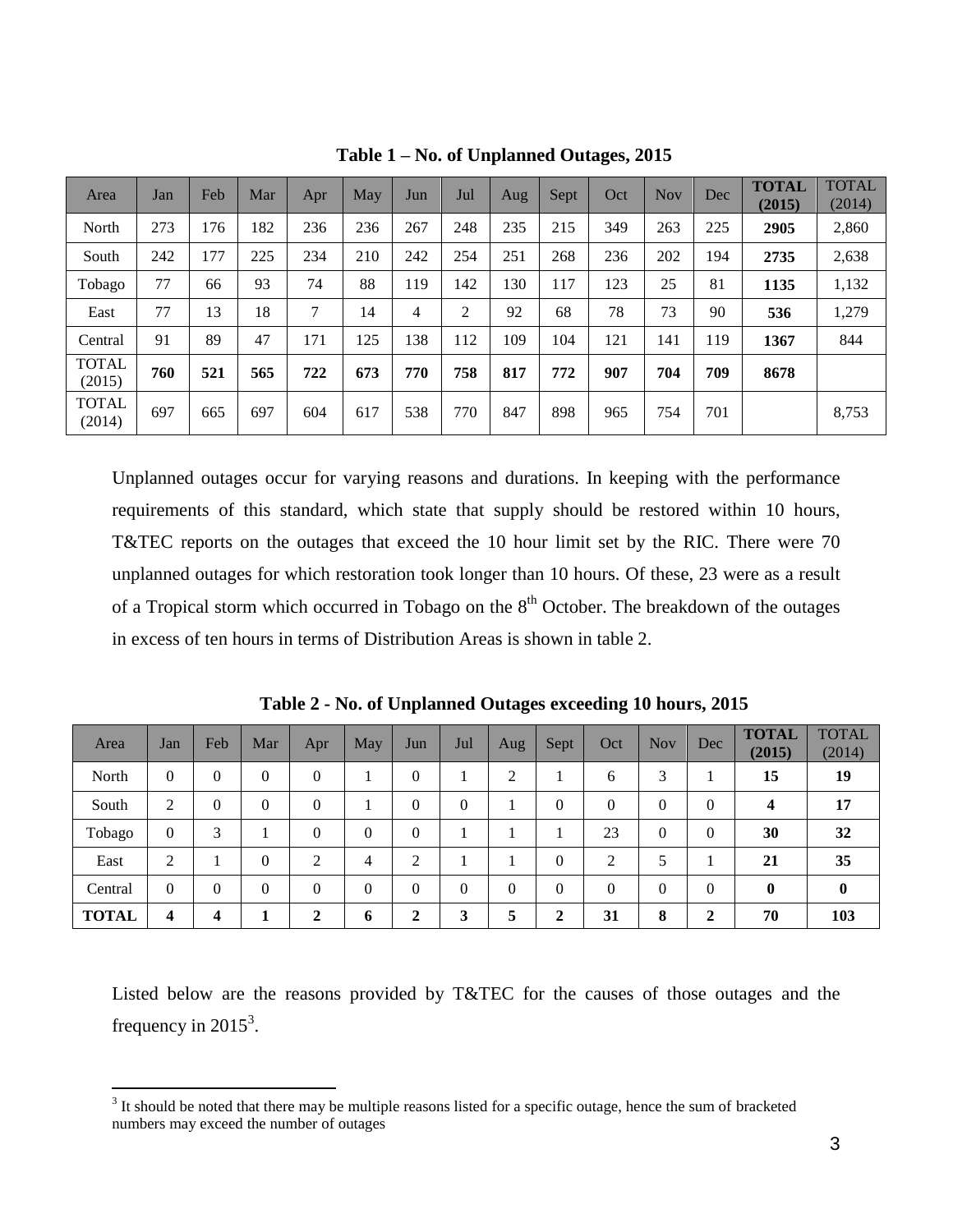**Table 1 – No. of Unplanned Outages, 2015**

| Area | Jan | Feb | Mar | Apr | May | Jun | Jul | Aug | Sept | Oct | Nov | Dec | **TOTAL (2015)** | TOTAL (2014) |
|---|---|---|---|---|---|---|---|---|---|---|---|---|---|---|
| North | 273 | 176 | 182 | 236 | 236 | 267 | 248 | 235 | 215 | 349 | 263 | 225 | **2905** | 2,860 |
| South | 242 | 177 | 225 | 234 | 210 | 242 | 254 | 251 | 268 | 236 | 202 | 194 | **2735** | 2,638 |
| Tobago | 77 | 66 | 93 | 74 | 88 | 119 | 142 | 130 | 117 | 123 | 25 | 81 | **1135** | 1,132 |
| East | 77 | 13 | 18 | 7 | 14 | 4 | 2 | 92 | 68 | 78 | 73 | 90 | **536** | 1,279 |
| Central | 91 | 89 | 47 | 171 | 125 | 138 | 112 | 109 | 104 | 121 | 141 | 119 | **1367** | 844 |
| TOTAL (2015) | **760** | **521** | **565** | **722** | **673** | **770** | **758** | **817** | **772** | **907** | **704** | **709** | **8678** | |
| TOTAL (2014) | 697 | 665 | 697 | 604 | 617 | 538 | 770 | 847 | 898 | 965 | 754 | 701 | | 8,753 |

Unplanned outages occur for varying reasons and durations. In keeping with the performance requirements of this standard, which state that supply should be restored within 10 hours, T&TEC reports on the outages that exceed the 10 hour limit set by the RIC. There were 70 unplanned outages for which restoration took longer than 10 hours. Of these, 23 were as a result of a Tropical storm which occurred in Tobago on the 8th October. The breakdown of the outages in excess of ten hours in terms of Distribution Areas is shown in table 2.

**Table 2 - No. of Unplanned Outages exceeding 10 hours, 2015**

| Area | Jan | Feb | Mar | Apr | May | Jun | Jul | Aug | Sept | Oct | Nov | Dec | **TOTAL (2015)** | TOTAL (2014) |
|---|---|---|---|---|---|---|---|---|---|---|---|---|---|---|
| North | 0 | 0 | 0 | 0 | 1 | 0 | 1 | 2 | 1 | 6 | 3 | 1 | **15** | **19** |
| South | 2 | 0 | 0 | 0 | 1 | 0 | 0 | 1 | 0 | 0 | 0 | 0 | **4** | **17** |
| Tobago | 0 | 3 | 1 | 0 | 0 | 0 | 1 | 1 | 1 | 23 | 0 | 0 | **30** | **32** |
| East | 2 | 1 | 0 | 2 | 4 | 2 | 1 | 1 | 0 | 2 | 5 | 1 | **21** | **35** |
| Central | 0 | 0 | 0 | 0 | 0 | 0 | 0 | 0 | 0 | 0 | 0 | 0 | **0** | **0** |
| **TOTAL** | **4** | **4** | **1** | **2** | **6** | **2** | **3** | **5** | **2** | **31** | **8** | **2** | **70** | **103** |

Listed below are the reasons provided by T&TEC for the causes of those outages and the frequency in 2015[3].

[3] It should be noted that there may be multiple reasons listed for a specific outage, hence the sum of bracketed numbers may exceed the number of outages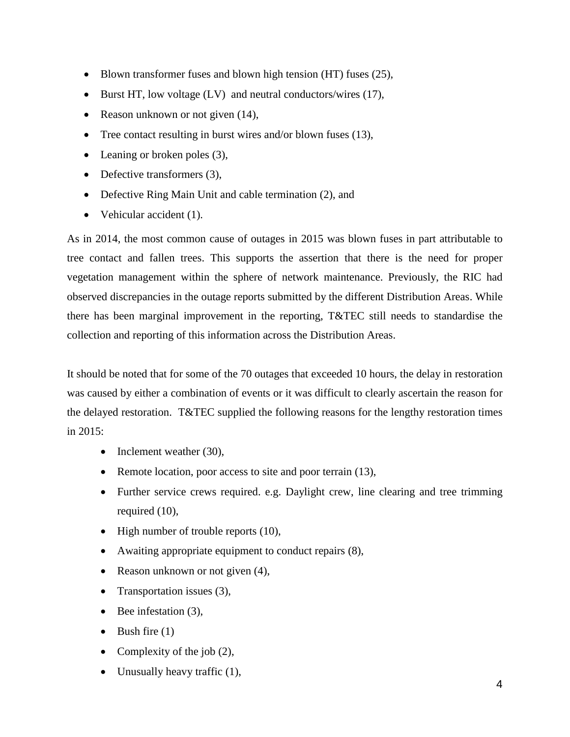- Blown transformer fuses and blown high tension (HT) fuses (25),
- Burst HT, low voltage (LV)  and neutral conductors/wires (17),
- Reason unknown or not given (14),
- Tree contact resulting in burst wires and/or blown fuses (13),
- Leaning or broken poles (3),
- Defective transformers (3),
- Defective Ring Main Unit and cable termination (2), and
- Vehicular accident (1).

As in 2014, the most common cause of outages in 2015 was blown fuses in part attributable to tree contact and fallen trees. This supports the assertion that there is the need for proper vegetation management within the sphere of network maintenance. Previously, the RIC had observed discrepancies in the outage reports submitted by the different Distribution Areas. While there has been marginal improvement in the reporting, T&TEC still needs to standardise the collection and reporting of this information across the Distribution Areas.

It should be noted that for some of the 70 outages that exceeded 10 hours, the delay in restoration was caused by either a combination of events or it was difficult to clearly ascertain the reason for the delayed restoration.  T&TEC supplied the following reasons for the lengthy restoration times in 2015:

- Inclement weather (30),
- Remote location, poor access to site and poor terrain (13),
- Further service crews required. e.g. Daylight crew, line clearing and tree trimming required (10),
- High number of trouble reports (10),
- Awaiting appropriate equipment to conduct repairs (8),
- Reason unknown or not given (4),
- Transportation issues (3),
- Bee infestation (3),
- Bush fire (1)
- Complexity of the job (2),
- Unusually heavy traffic (1),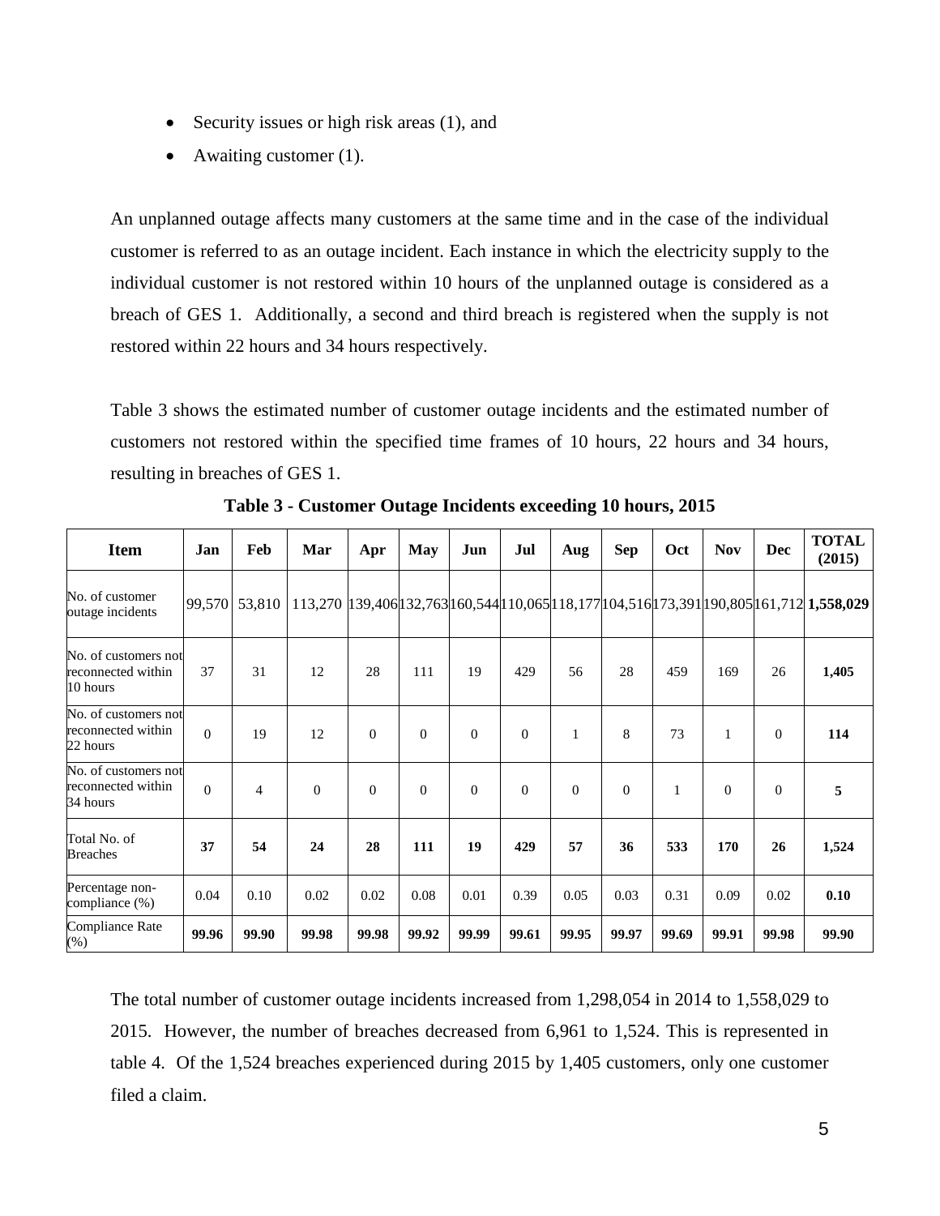- Security issues or high risk areas (1), and
- Awaiting customer (1).

An unplanned outage affects many customers at the same time and in the case of the individual customer is referred to as an outage incident. Each instance in which the electricity supply to the individual customer is not restored within 10 hours of the unplanned outage is considered as a breach of GES 1. Additionally, a second and third breach is registered when the supply is not restored within 22 hours and 34 hours respectively.

Table 3 shows the estimated number of customer outage incidents and the estimated number of customers not restored within the specified time frames of 10 hours, 22 hours and 34 hours, resulting in breaches of GES 1.

**Table 3 - Customer Outage Incidents exceeding 10 hours, 2015**

| Item | Jan | Feb | Mar | Apr | May | Jun | Jul | Aug | Sep | Oct | Nov | Dec | TOTAL (2015) |
|---|---|---|---|---|---|---|---|---|---|---|---|---|---|
| No. of customer outage incidents | 99,570 | 53,810 | 113,270 | 139,406 | 132,763 | 160,544 | 110,065 | 118,177 | 104,516 | 173,391 | 190,805 | 161,712 | **1,558,029** |
| No. of customers not reconnected within 10 hours | 37 | 31 | 12 | 28 | 111 | 19 | 429 | 56 | 28 | 459 | 169 | 26 | **1,405** |
| No. of customers not reconnected within 22 hours | 0 | 19 | 12 | 0 | 0 | 0 | 0 | 1 | 8 | 73 | 1 | 0 | **114** |
| No. of customers not reconnected within 34 hours | 0 | 4 | 0 | 0 | 0 | 0 | 0 | 0 | 0 | 1 | 0 | 0 | **5** |
| Total No. of Breaches | **37** | **54** | **24** | **28** | **111** | **19** | **429** | **57** | **36** | **533** | **170** | **26** | **1,524** |
| Percentage non-compliance (%) | 0.04 | 0.10 | 0.02 | 0.02 | 0.08 | 0.01 | 0.39 | 0.05 | 0.03 | 0.31 | 0.09 | 0.02 | **0.10** |
| Compliance Rate (%) | **99.96** | **99.90** | **99.98** | **99.98** | **99.92** | **99.99** | **99.61** | **99.95** | **99.97** | **99.69** | **99.91** | **99.98** | **99.90** |

The total number of customer outage incidents increased from 1,298,054 in 2014 to 1,558,029 to 2015. However, the number of breaches decreased from 6,961 to 1,524. This is represented in table 4. Of the 1,524 breaches experienced during 2015 by 1,405 customers, only one customer filed a claim.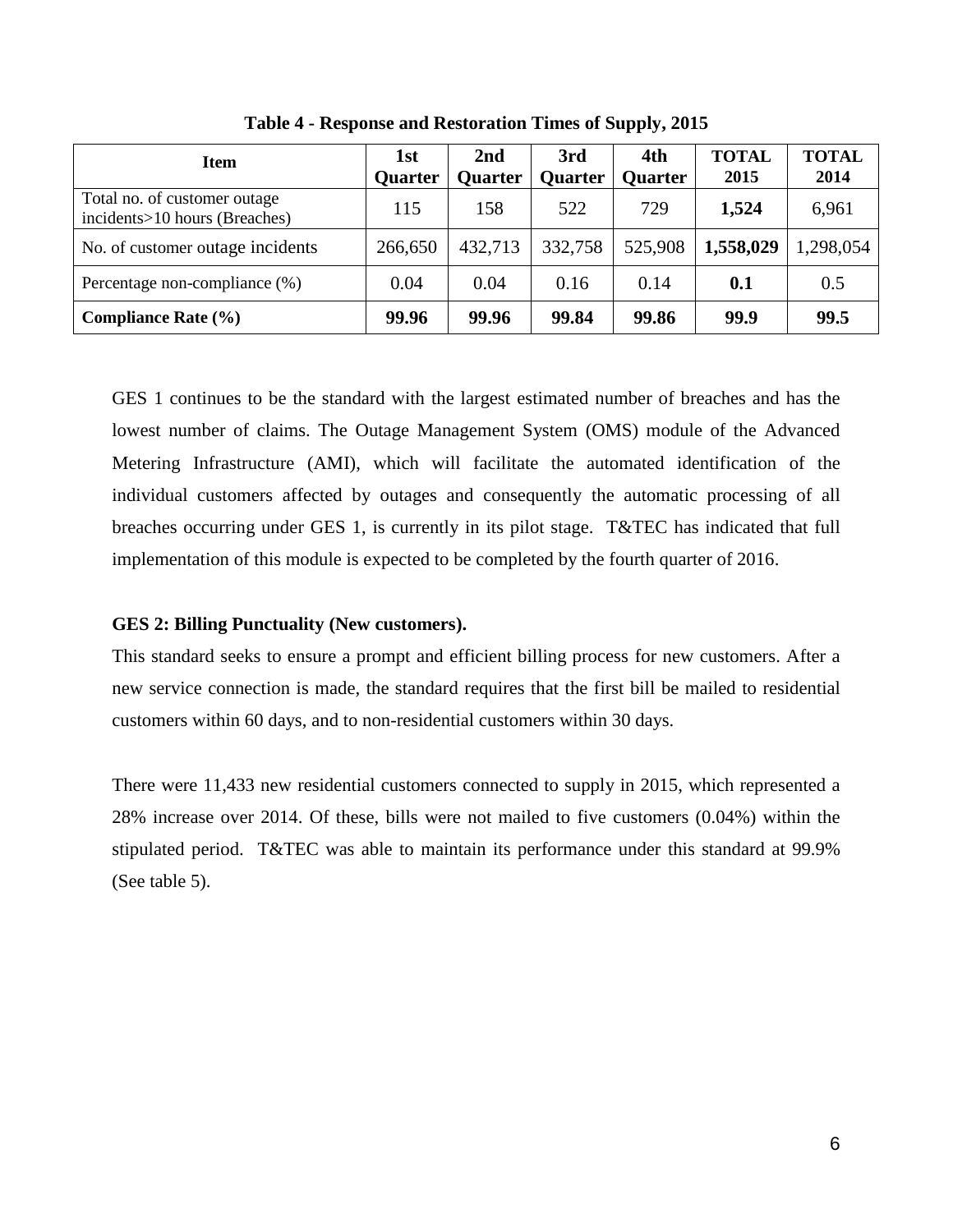**Table 4 - Response and Restoration Times of Supply, 2015**

| Item | 1st Quarter | 2nd Quarter | 3rd Quarter | 4th Quarter | TOTAL 2015 | TOTAL 2014 |
|---|---|---|---|---|---|---|
| Total no. of customer outage incidents>10 hours (Breaches) | 115 | 158 | 522 | 729 | **1,524** | 6,961 |
| No. of customer outage incidents | 266,650 | 432,713 | 332,758 | 525,908 | **1,558,029** | 1,298,054 |
| Percentage non-compliance (%) | 0.04 | 0.04 | 0.16 | 0.14 | **0.1** | 0.5 |
| **Compliance Rate (%)** | **99.96** | **99.96** | **99.84** | **99.86** | **99.9** | **99.5** |

GES 1 continues to be the standard with the largest estimated number of breaches and has the lowest number of claims. The Outage Management System (OMS) module of the Advanced Metering Infrastructure (AMI), which will facilitate the automated identification of the individual customers affected by outages and consequently the automatic processing of all breaches occurring under GES 1, is currently in its pilot stage. T&TEC has indicated that full implementation of this module is expected to be completed by the fourth quarter of 2016.

**GES 2: Billing Punctuality (New customers).**

This standard seeks to ensure a prompt and efficient billing process for new customers. After a new service connection is made, the standard requires that the first bill be mailed to residential customers within 60 days, and to non-residential customers within 30 days.

There were 11,433 new residential customers connected to supply in 2015, which represented a 28% increase over 2014. Of these, bills were not mailed to five customers (0.04%) within the stipulated period. T&TEC was able to maintain its performance under this standard at 99.9% (See table 5).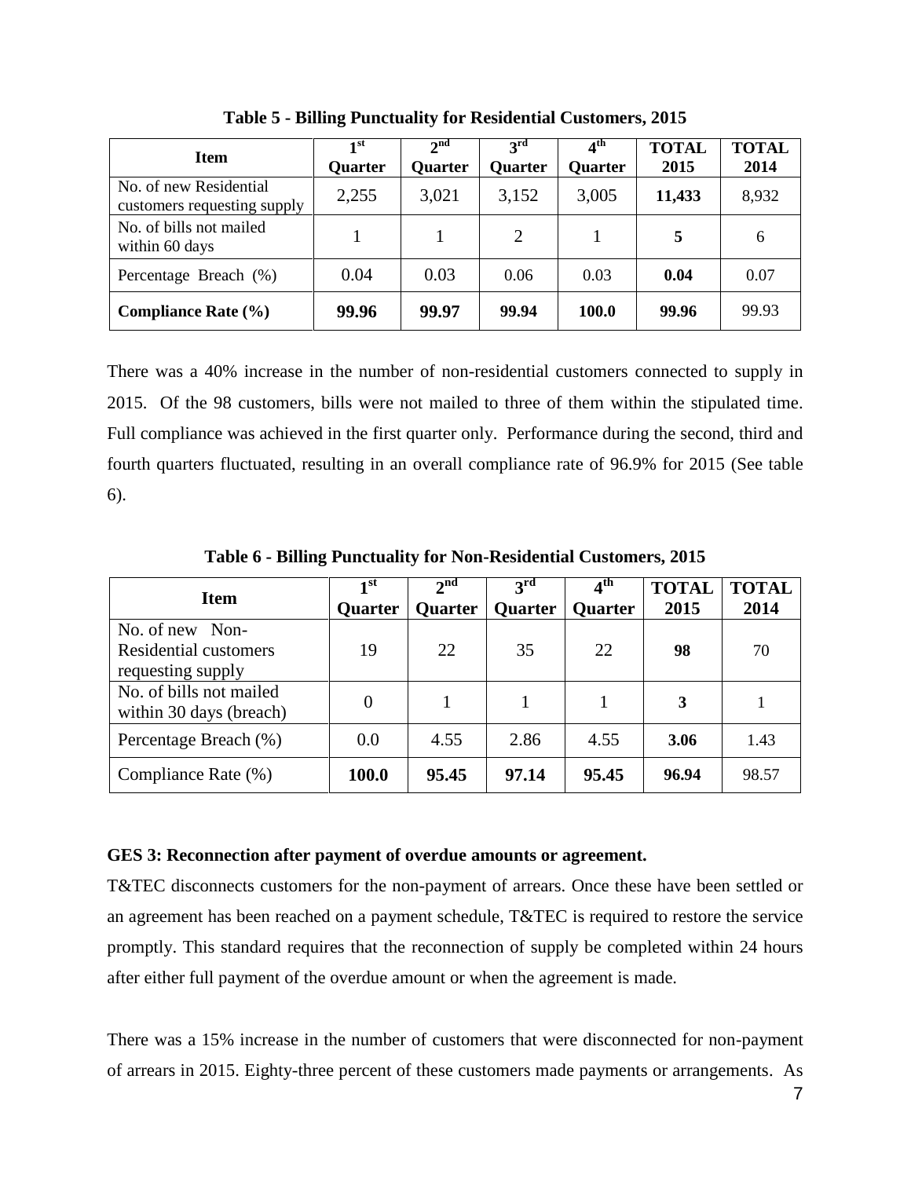**Table 5 - Billing Punctuality for Residential Customers, 2015**

| Item | 1st Quarter | 2nd Quarter | 3rd Quarter | 4th Quarter | TOTAL 2015 | TOTAL 2014 |
|---|---|---|---|---|---|---|
| No. of new Residential customers requesting supply | 2,255 | 3,021 | 3,152 | 3,005 | **11,433** | 8,932 |
| No. of bills not mailed within 60 days | 1 | 1 | 2 | 1 | **5** | 6 |
| Percentage Breach (%) | 0.04 | 0.03 | 0.06 | 0.03 | **0.04** | 0.07 |
| **Compliance Rate (%)** | **99.96** | **99.97** | **99.94** | **100.0** | **99.96** | 99.93 |

There was a 40% increase in the number of non-residential customers connected to supply in 2015. Of the 98 customers, bills were not mailed to three of them within the stipulated time. Full compliance was achieved in the first quarter only. Performance during the second, third and fourth quarters fluctuated, resulting in an overall compliance rate of 96.9% for 2015 (See table 6).

**Table 6 - Billing Punctuality for Non-Residential Customers, 2015**

| Item | 1st Quarter | 2nd Quarter | 3rd Quarter | 4th Quarter | TOTAL 2015 | TOTAL 2014 |
|---|---|---|---|---|---|---|
| No. of new Non-Residential customers requesting supply | 19 | 22 | 35 | 22 | **98** | 70 |
| No. of bills not mailed within 30 days (breach) | 0 | 1 | 1 | 1 | **3** | 1 |
| Percentage Breach (%) | 0.0 | 4.55 | 2.86 | 4.55 | **3.06** | 1.43 |
| Compliance Rate (%) | **100.0** | **95.45** | **97.14** | **95.45** | **96.94** | 98.57 |

**GES 3: Reconnection after payment of overdue amounts or agreement.**

T&TEC disconnects customers for the non-payment of arrears. Once these have been settled or an agreement has been reached on a payment schedule, T&TEC is required to restore the service promptly. This standard requires that the reconnection of supply be completed within 24 hours after either full payment of the overdue amount or when the agreement is made.

There was a 15% increase in the number of customers that were disconnected for non-payment of arrears in 2015. Eighty-three percent of these customers made payments or arrangements. As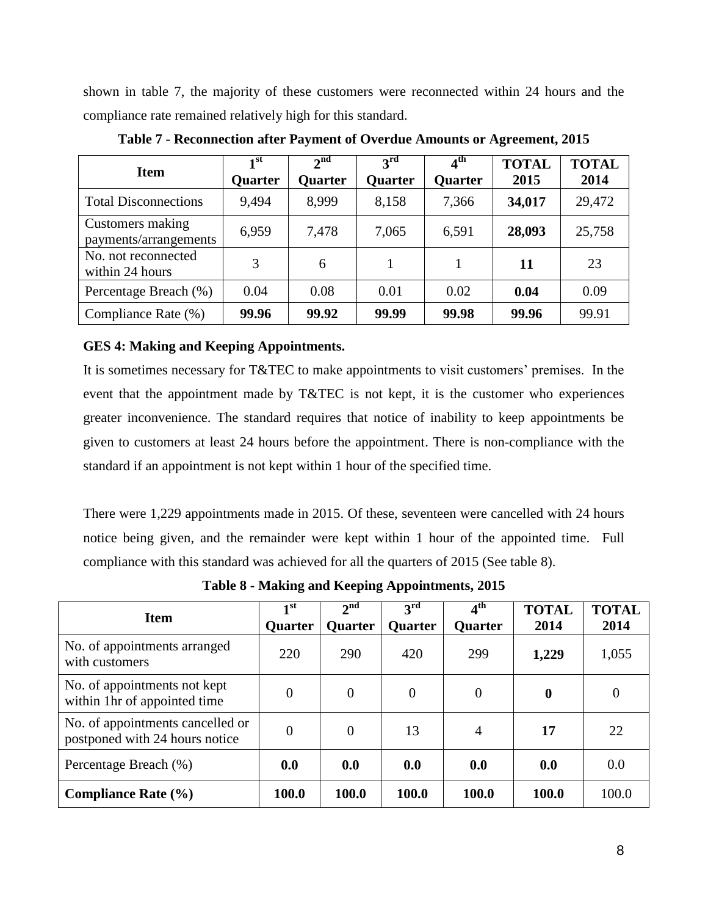shown in table 7, the majority of these customers were reconnected within 24 hours and the compliance rate remained relatively high for this standard.

**Table 7 - Reconnection after Payment of Overdue Amounts or Agreement, 2015**

| Item | 1st Quarter | 2nd Quarter | 3rd Quarter | 4th Quarter | TOTAL 2015 | TOTAL 2014 |
|---|---|---|---|---|---|---|
| Total Disconnections | 9,494 | 8,999 | 8,158 | 7,366 | **34,017** | 29,472 |
| Customers making payments/arrangements | 6,959 | 7,478 | 7,065 | 6,591 | **28,093** | 25,758 |
| No. not reconnected within 24 hours | 3 | 6 | 1 | 1 | **11** | 23 |
| Percentage Breach (%) | 0.04 | 0.08 | 0.01 | 0.02 | **0.04** | 0.09 |
| Compliance Rate (%) | **99.96** | **99.92** | **99.99** | **99.98** | **99.96** | 99.91 |

**GES 4: Making and Keeping Appointments.**

It is sometimes necessary for T&TEC to make appointments to visit customers' premises. In the event that the appointment made by T&TEC is not kept, it is the customer who experiences greater inconvenience. The standard requires that notice of inability to keep appointments be given to customers at least 24 hours before the appointment. There is non-compliance with the standard if an appointment is not kept within 1 hour of the specified time.

There were 1,229 appointments made in 2015. Of these, seventeen were cancelled with 24 hours notice being given, and the remainder were kept within 1 hour of the appointed time. Full compliance with this standard was achieved for all the quarters of 2015 (See table 8).

**Table 8 - Making and Keeping Appointments, 2015**

| Item | 1st Quarter | 2nd Quarter | 3rd Quarter | 4th Quarter | TOTAL 2014 | TOTAL 2014 |
|---|---|---|---|---|---|---|
| No. of appointments arranged with customers | 220 | 290 | 420 | 299 | **1,229** | 1,055 |
| No. of appointments not kept within 1hr of appointed time | 0 | 0 | 0 | 0 | **0** | 0 |
| No. of appointments cancelled or postponed with 24 hours notice | 0 | 0 | 13 | 4 | **17** | 22 |
| Percentage Breach (%) | **0.0** | **0.0** | **0.0** | **0.0** | **0.0** | 0.0 |
| **Compliance Rate (%)** | **100.0** | **100.0** | **100.0** | **100.0** | **100.0** | 100.0 |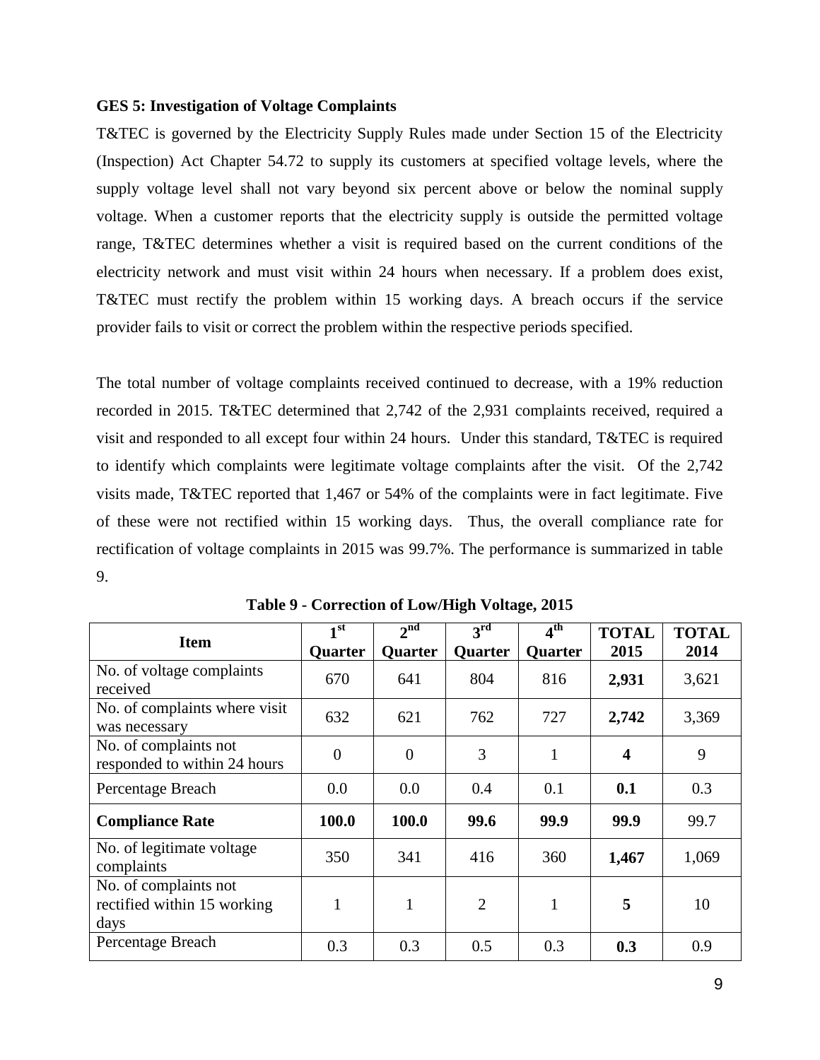**GES 5: Investigation of Voltage Complaints**

T&TEC is governed by the Electricity Supply Rules made under Section 15 of the Electricity (Inspection) Act Chapter 54.72 to supply its customers at specified voltage levels, where the supply voltage level shall not vary beyond six percent above or below the nominal supply voltage. When a customer reports that the electricity supply is outside the permitted voltage range, T&TEC determines whether a visit is required based on the current conditions of the electricity network and must visit within 24 hours when necessary. If a problem does exist, T&TEC must rectify the problem within 15 working days. A breach occurs if the service provider fails to visit or correct the problem within the respective periods specified.

The total number of voltage complaints received continued to decrease, with a 19% reduction recorded in 2015. T&TEC determined that 2,742 of the 2,931 complaints received, required a visit and responded to all except four within 24 hours. Under this standard, T&TEC is required to identify which complaints were legitimate voltage complaints after the visit. Of the 2,742 visits made, T&TEC reported that 1,467 or 54% of the complaints were in fact legitimate. Five of these were not rectified within 15 working days. Thus, the overall compliance rate for rectification of voltage complaints in 2015 was 99.7%. The performance is summarized in table 9.

**Table 9 - Correction of Low/High Voltage, 2015**

| Item | 1st Quarter | 2nd Quarter | 3rd Quarter | 4th Quarter | TOTAL 2015 | TOTAL 2014 |
|---|---|---|---|---|---|---|
| No. of voltage complaints received | 670 | 641 | 804 | 816 | **2,931** | 3,621 |
| No. of complaints where visit was necessary | 632 | 621 | 762 | 727 | **2,742** | 3,369 |
| No. of complaints not responded to within 24 hours | 0 | 0 | 3 | 1 | **4** | 9 |
| Percentage Breach | 0.0 | 0.0 | 0.4 | 0.1 | **0.1** | 0.3 |
| **Compliance Rate** | **100.0** | **100.0** | **99.6** | **99.9** | **99.9** | 99.7 |
| No. of legitimate voltage complaints | 350 | 341 | 416 | 360 | **1,467** | 1,069 |
| No. of complaints not rectified within 15 working days | 1 | 1 | 2 | 1 | **5** | 10 |
| Percentage Breach | 0.3 | 0.3 | 0.5 | 0.3 | **0.3** | 0.9 |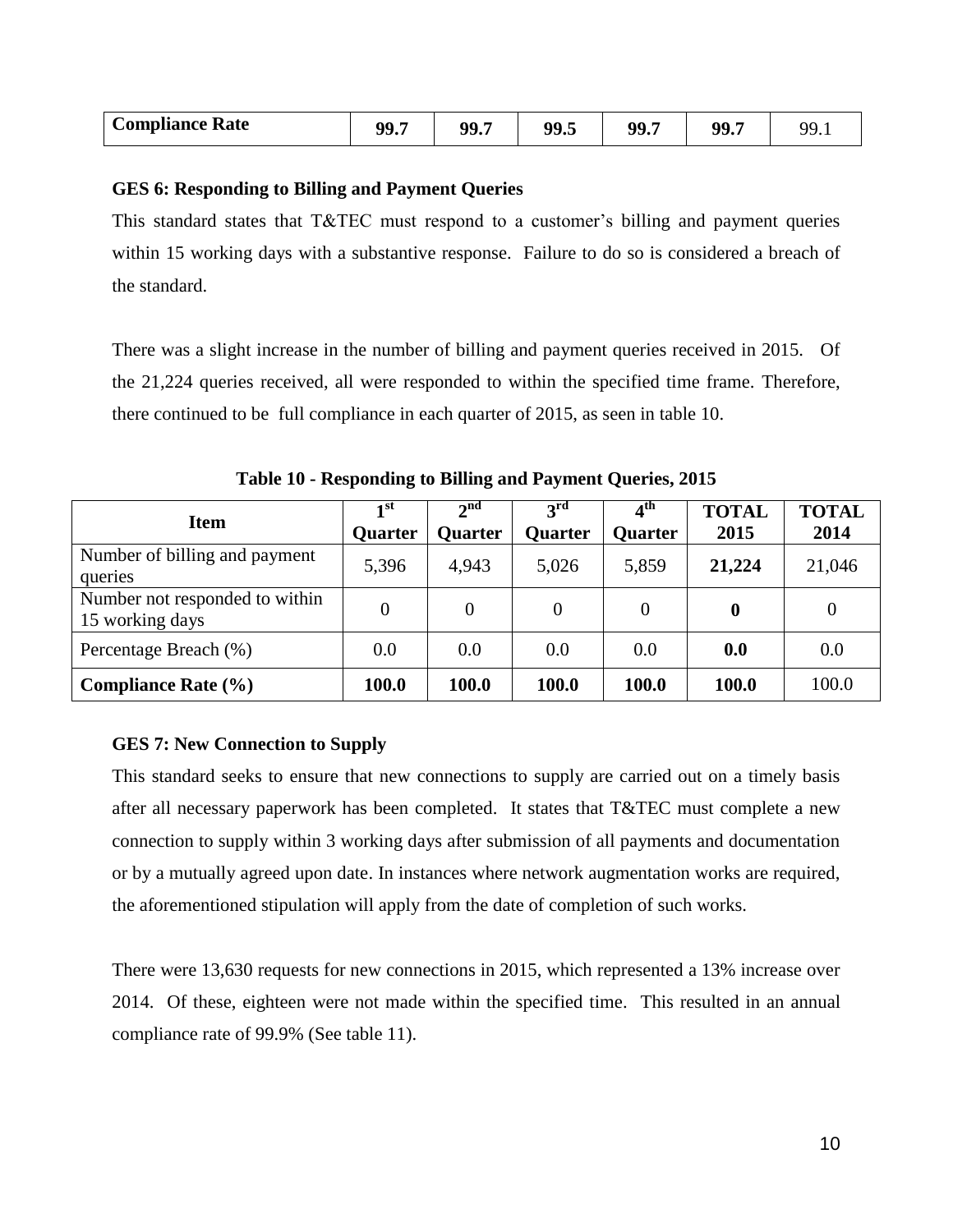| Compliance Rate | 99.7 | 99.7 | 99.5 | 99.7 | 99.7 | 99.1 |
|---|---|---|---|---|---|---|

**GES 6: Responding to Billing and Payment Queries**

This standard states that T&TEC must respond to a customer's billing and payment queries within 15 working days with a substantive response. Failure to do so is considered a breach of the standard.

There was a slight increase in the number of billing and payment queries received in 2015. Of the 21,224 queries received, all were responded to within the specified time frame. Therefore, there continued to be full compliance in each quarter of 2015, as seen in table 10.

**Table 10 - Responding to Billing and Payment Queries, 2015**

| Item | 1st Quarter | 2nd Quarter | 3rd Quarter | 4th Quarter | TOTAL 2015 | TOTAL 2014 |
|---|---|---|---|---|---|---|
| Number of billing and payment queries | 5,396 | 4,943 | 5,026 | 5,859 | **21,224** | 21,046 |
| Number not responded to within 15 working days | 0 | 0 | 0 | 0 | **0** | 0 |
| Percentage Breach (%) | 0.0 | 0.0 | 0.0 | 0.0 | **0.0** | 0.0 |
| **Compliance Rate (%)** | **100.0** | **100.0** | **100.0** | **100.0** | **100.0** | 100.0 |

**GES 7: New Connection to Supply**

This standard seeks to ensure that new connections to supply are carried out on a timely basis after all necessary paperwork has been completed. It states that T&TEC must complete a new connection to supply within 3 working days after submission of all payments and documentation or by a mutually agreed upon date. In instances where network augmentation works are required, the aforementioned stipulation will apply from the date of completion of such works.

There were 13,630 requests for new connections in 2015, which represented a 13% increase over 2014. Of these, eighteen were not made within the specified time. This resulted in an annual compliance rate of 99.9% (See table 11).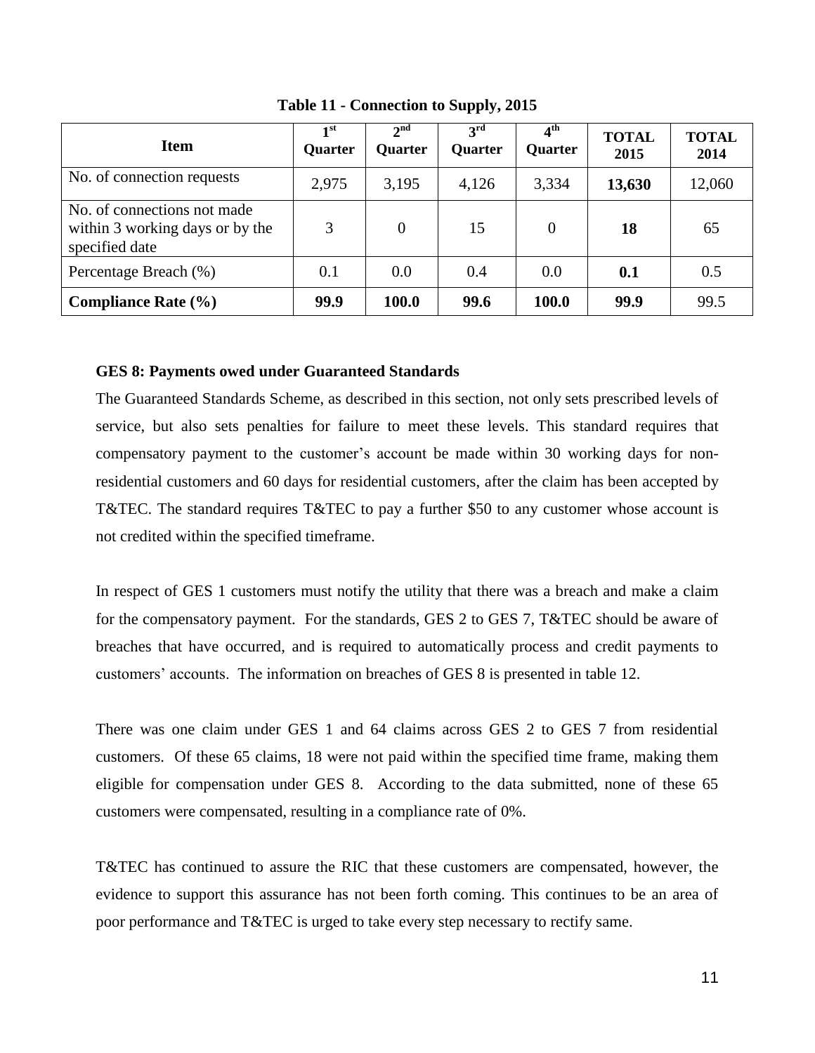**Table 11 - Connection to Supply, 2015**

| Item | 1st Quarter | 2nd Quarter | 3rd Quarter | 4th Quarter | TOTAL 2015 | TOTAL 2014 |
|---|---|---|---|---|---|---|
| No. of connection requests | 2,975 | 3,195 | 4,126 | 3,334 | **13,630** | 12,060 |
| No. of connections not made within 3 working days or by the specified date | 3 | 0 | 15 | 0 | **18** | 65 |
| Percentage Breach (%) | 0.1 | 0.0 | 0.4 | 0.0 | **0.1** | 0.5 |
| **Compliance Rate (%)** | **99.9** | **100.0** | **99.6** | **100.0** | **99.9** | 99.5 |

**GES 8: Payments owed under Guaranteed Standards**

The Guaranteed Standards Scheme, as described in this section, not only sets prescribed levels of service, but also sets penalties for failure to meet these levels. This standard requires that compensatory payment to the customer's account be made within 30 working days for non-residential customers and 60 days for residential customers, after the claim has been accepted by T&TEC. The standard requires T&TEC to pay a further $50 to any customer whose account is not credited within the specified timeframe.

In respect of GES 1 customers must notify the utility that there was a breach and make a claim for the compensatory payment. For the standards, GES 2 to GES 7, T&TEC should be aware of breaches that have occurred, and is required to automatically process and credit payments to customers' accounts. The information on breaches of GES 8 is presented in table 12.

There was one claim under GES 1 and 64 claims across GES 2 to GES 7 from residential customers. Of these 65 claims, 18 were not paid within the specified time frame, making them eligible for compensation under GES 8. According to the data submitted, none of these 65 customers were compensated, resulting in a compliance rate of 0%.

T&TEC has continued to assure the RIC that these customers are compensated, however, the evidence to support this assurance has not been forth coming. This continues to be an area of poor performance and T&TEC is urged to take every step necessary to rectify same.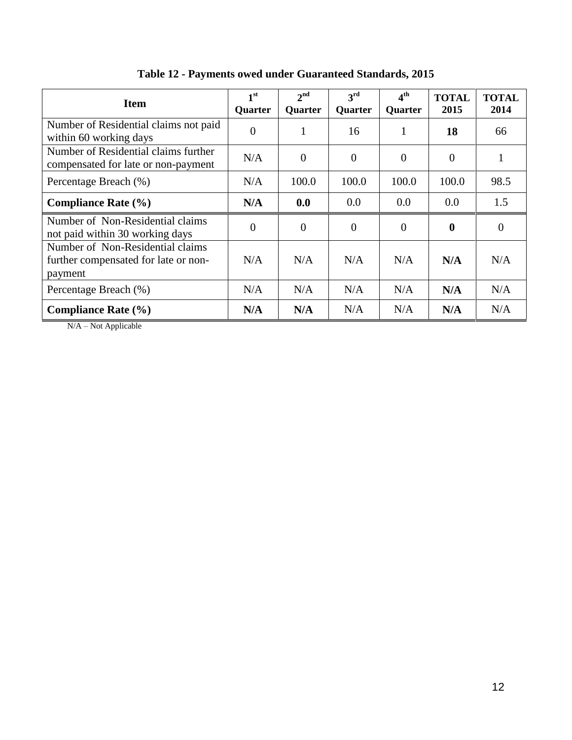**Table 12 - Payments owed under Guaranteed Standards, 2015**

| Item | 1st Quarter | 2nd Quarter | 3rd Quarter | 4th Quarter | TOTAL 2015 | TOTAL 2014 |
|---|---|---|---|---|---|---|
| Number of Residential claims not paid within 60 working days | 0 | 1 | 16 | 1 | **18** | 66 |
| Number of Residential claims further compensated for late or non-payment | N/A | 0 | 0 | 0 | 0 | 1 |
| Percentage Breach (%) | N/A | 100.0 | 100.0 | 100.0 | 100.0 | 98.5 |
| **Compliance Rate (%)** | **N/A** | **0.0** | 0.0 | 0.0 | 0.0 | 1.5 |
| Number of Non-Residential claims not paid within 30 working days | 0 | 0 | 0 | 0 | **0** | 0 |
| Number of Non-Residential claims further compensated for late or non-payment | N/A | N/A | N/A | N/A | **N/A** | N/A |
| Percentage Breach (%) | N/A | N/A | N/A | N/A | **N/A** | N/A |
| **Compliance Rate (%)** | **N/A** | **N/A** | N/A | N/A | **N/A** | N/A |

N/A – Not Applicable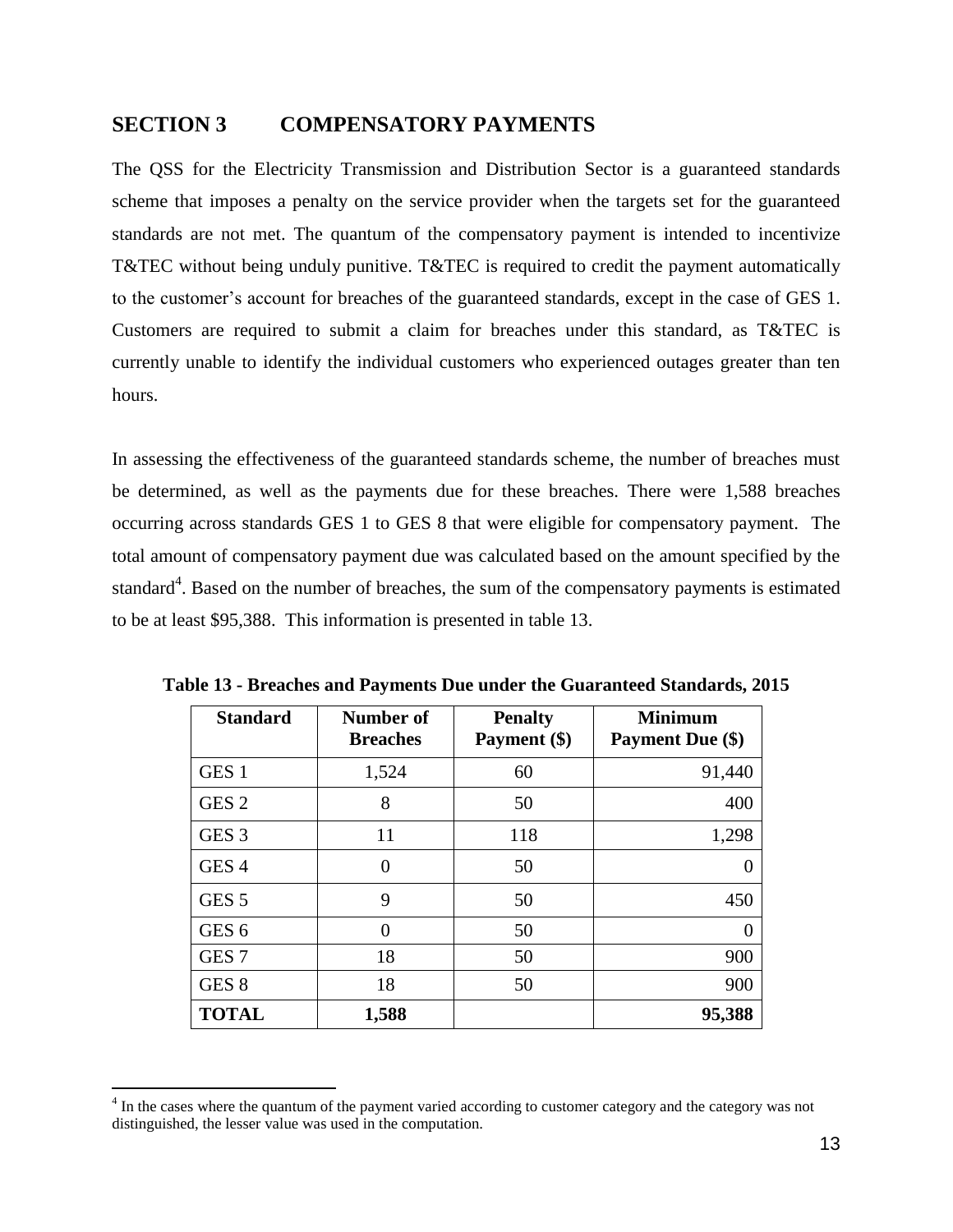## SECTION 3 COMPENSATORY PAYMENTS

The QSS for the Electricity Transmission and Distribution Sector is a guaranteed standards scheme that imposes a penalty on the service provider when the targets set for the guaranteed standards are not met. The quantum of the compensatory payment is intended to incentivize T&TEC without being unduly punitive. T&TEC is required to credit the payment automatically to the customer's account for breaches of the guaranteed standards, except in the case of GES 1. Customers are required to submit a claim for breaches under this standard, as T&TEC is currently unable to identify the individual customers who experienced outages greater than ten hours.

In assessing the effectiveness of the guaranteed standards scheme, the number of breaches must be determined, as well as the payments due for these breaches. There were 1,588 breaches occurring across standards GES 1 to GES 8 that were eligible for compensatory payment. The total amount of compensatory payment due was calculated based on the amount specified by the standard[4]. Based on the number of breaches, the sum of the compensatory payments is estimated to be at least $95,388. This information is presented in table 13.

**Table 13 - Breaches and Payments Due under the Guaranteed Standards, 2015**

| Standard | Number of Breaches | Penalty Payment ($) | Minimum Payment Due ($) |
|---|---|---|---|
| GES 1 | 1,524 | 60 | 91,440 |
| GES 2 | 8 | 50 | 400 |
| GES 3 | 11 | 118 | 1,298 |
| GES 4 | 0 | 50 | 0 |
| GES 5 | 9 | 50 | 450 |
| GES 6 | 0 | 50 | 0 |
| GES 7 | 18 | 50 | 900 |
| GES 8 | 18 | 50 | 900 |
| **TOTAL** | **1,588** | | **95,388** |

[4] In the cases where the quantum of the payment varied according to customer category and the category was not distinguished, the lesser value was used in the computation.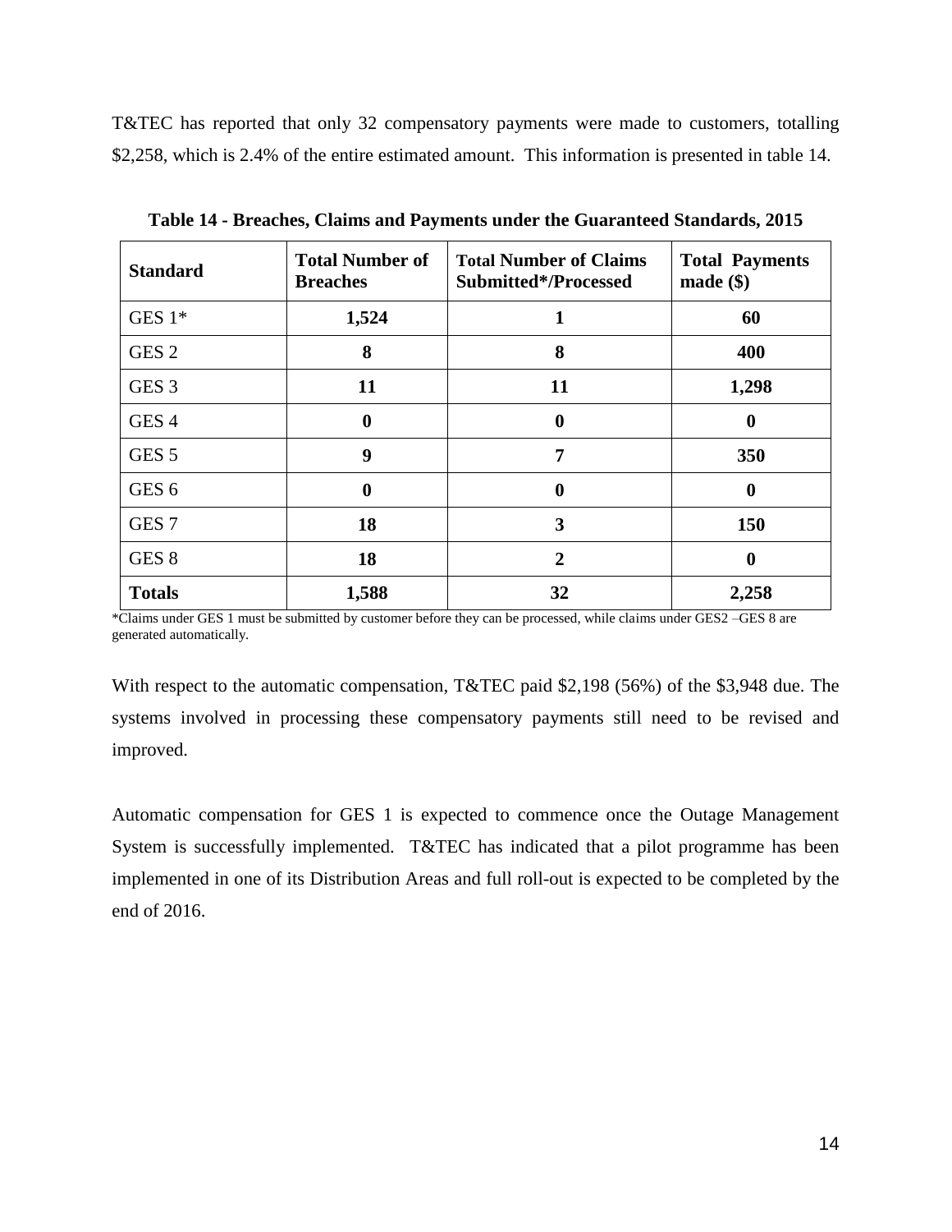T&TEC has reported that only 32 compensatory payments were made to customers, totalling $2,258, which is 2.4% of the entire estimated amount. This information is presented in table 14.

**Table 14 - Breaches, Claims and Payments under the Guaranteed Standards, 2015**

| Standard | Total Number of Breaches | Total Number of Claims Submitted*/Processed | Total Payments made ($) |
|---|---|---|---|
| GES 1* | **1,524** | **1** | **60** |
| GES 2 | **8** | **8** | **400** |
| GES 3 | **11** | **11** | **1,298** |
| GES 4 | **0** | **0** | **0** |
| GES 5 | **9** | **7** | **350** |
| GES 6 | **0** | **0** | **0** |
| GES 7 | **18** | **3** | **150** |
| GES 8 | **18** | **2** | **0** |
| **Totals** | **1,588** | **32** | **2,258** |

*Claims under GES 1 must be submitted by customer before they can be processed, while claims under GES2 –GES 8 are generated automatically.

With respect to the automatic compensation, T&TEC paid $2,198 (56%) of the $3,948 due. The systems involved in processing these compensatory payments still need to be revised and improved.

Automatic compensation for GES 1 is expected to commence once the Outage Management System is successfully implemented. T&TEC has indicated that a pilot programme has been implemented in one of its Distribution Areas and full roll-out is expected to be completed by the end of 2016.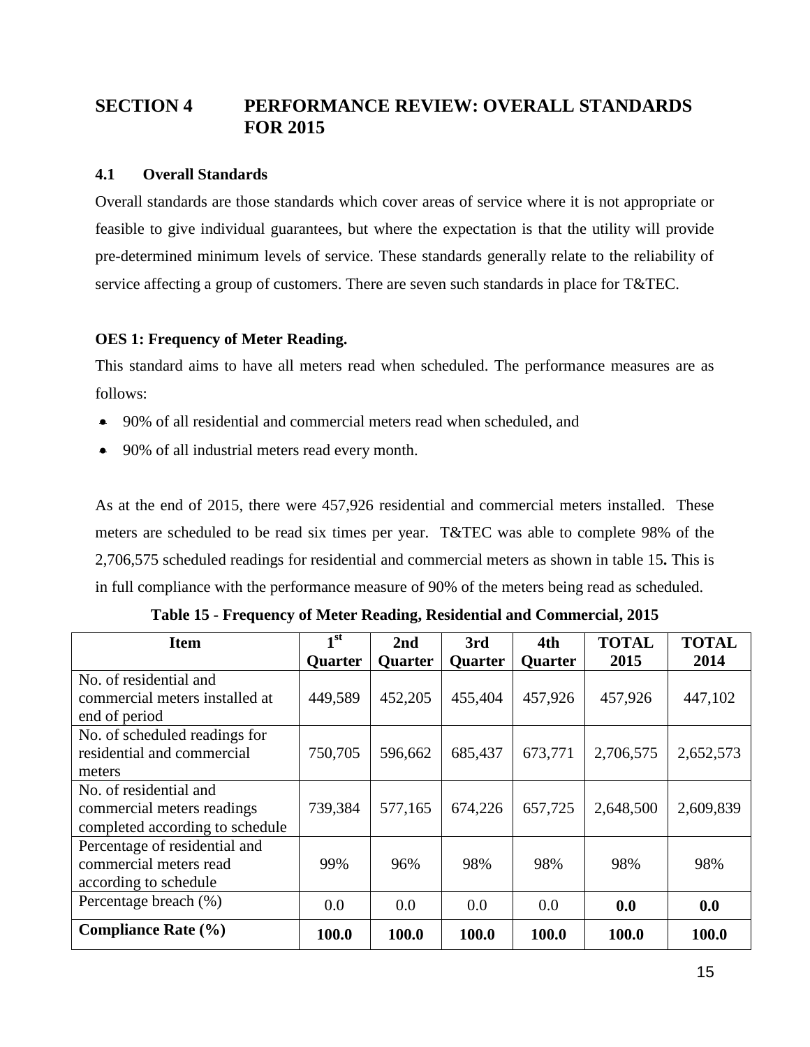# SECTION 4 PERFORMANCE REVIEW: OVERALL STANDARDS FOR 2015

## 4.1 Overall Standards

Overall standards are those standards which cover areas of service where it is not appropriate or feasible to give individual guarantees, but where the expectation is that the utility will provide pre-determined minimum levels of service. These standards generally relate to the reliability of service affecting a group of customers. There are seven such standards in place for T&TEC.

**OES 1: Frequency of Meter Reading.**

This standard aims to have all meters read when scheduled. The performance measures are as follows:

- 90% of all residential and commercial meters read when scheduled, and
- 90% of all industrial meters read every month.

As at the end of 2015, there were 457,926 residential and commercial meters installed. These meters are scheduled to be read six times per year. T&TEC was able to complete 98% of the 2,706,575 scheduled readings for residential and commercial meters as shown in table 15**.** This is in full compliance with the performance measure of 90% of the meters being read as scheduled.

**Table 15 - Frequency of Meter Reading, Residential and Commercial, 2015**

| Item | 1st Quarter | 2nd Quarter | 3rd Quarter | 4th Quarter | TOTAL 2015 | TOTAL 2014 |
|---|---|---|---|---|---|---|
| No. of residential and commercial meters installed at end of period | 449,589 | 452,205 | 455,404 | 457,926 | 457,926 | 447,102 |
| No. of scheduled readings for residential and commercial meters | 750,705 | 596,662 | 685,437 | 673,771 | 2,706,575 | 2,652,573 |
| No. of residential and commercial meters readings completed according to schedule | 739,384 | 577,165 | 674,226 | 657,725 | 2,648,500 | 2,609,839 |
| Percentage of residential and commercial meters read according to schedule | 99% | 96% | 98% | 98% | 98% | 98% |
| Percentage breach (%) | 0.0 | 0.0 | 0.0 | 0.0 | **0.0** | **0.0** |
| **Compliance Rate (%)** | **100.0** | **100.0** | **100.0** | **100.0** | **100.0** | **100.0** |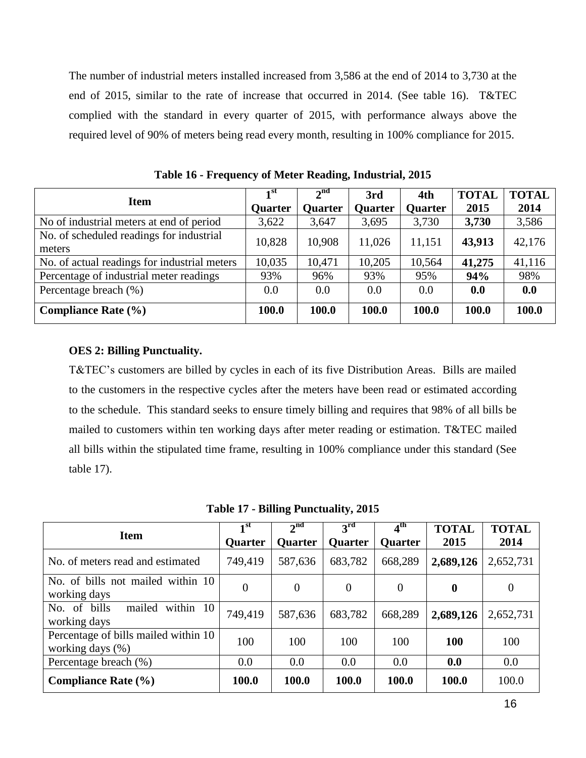The number of industrial meters installed increased from 3,586 at the end of 2014 to 3,730 at the end of 2015, similar to the rate of increase that occurred in 2014. (See table 16). T&TEC complied with the standard in every quarter of 2015, with performance always above the required level of 90% of meters being read every month, resulting in 100% compliance for 2015.

**Table 16 - Frequency of Meter Reading, Industrial, 2015**

| Item | 1st Quarter | 2nd Quarter | 3rd Quarter | 4th Quarter | TOTAL 2015 | TOTAL 2014 |
|---|---|---|---|---|---|---|
| No of industrial meters at end of period | 3,622 | 3,647 | 3,695 | 3,730 | **3,730** | 3,586 |
| No. of scheduled readings for industrial meters | 10,828 | 10,908 | 11,026 | 11,151 | **43,913** | 42,176 |
| No. of actual readings for industrial meters | 10,035 | 10,471 | 10,205 | 10,564 | **41,275** | 41,116 |
| Percentage of industrial meter readings | 93% | 96% | 93% | 95% | **94%** | 98% |
| Percentage breach (%) | 0.0 | 0.0 | 0.0 | 0.0 | **0.0** | **0.0** |
| **Compliance Rate (%)** | **100.0** | **100.0** | **100.0** | **100.0** | **100.0** | **100.0** |

**OES 2: Billing Punctuality.**

T&TEC's customers are billed by cycles in each of its five Distribution Areas. Bills are mailed to the customers in the respective cycles after the meters have been read or estimated according to the schedule. This standard seeks to ensure timely billing and requires that 98% of all bills be mailed to customers within ten working days after meter reading or estimation. T&TEC mailed all bills within the stipulated time frame, resulting in 100% compliance under this standard (See table 17).

**Table 17 - Billing Punctuality, 2015**

| Item | 1st Quarter | 2nd Quarter | 3rd Quarter | 4th Quarter | TOTAL 2015 | TOTAL 2014 |
|---|---|---|---|---|---|---|
| No. of meters read and estimated | 749,419 | 587,636 | 683,782 | 668,289 | **2,689,126** | 2,652,731 |
| No. of bills not mailed within 10 working days | 0 | 0 | 0 | 0 | **0** | 0 |
| No. of bills mailed within 10 working days | 749,419 | 587,636 | 683,782 | 668,289 | **2,689,126** | 2,652,731 |
| Percentage of bills mailed within 10 working days (%) | 100 | 100 | 100 | 100 | **100** | 100 |
| Percentage breach (%) | 0.0 | 0.0 | 0.0 | 0.0 | **0.0** | 0.0 |
| **Compliance Rate (%)** | **100.0** | **100.0** | **100.0** | **100.0** | **100.0** | 100.0 |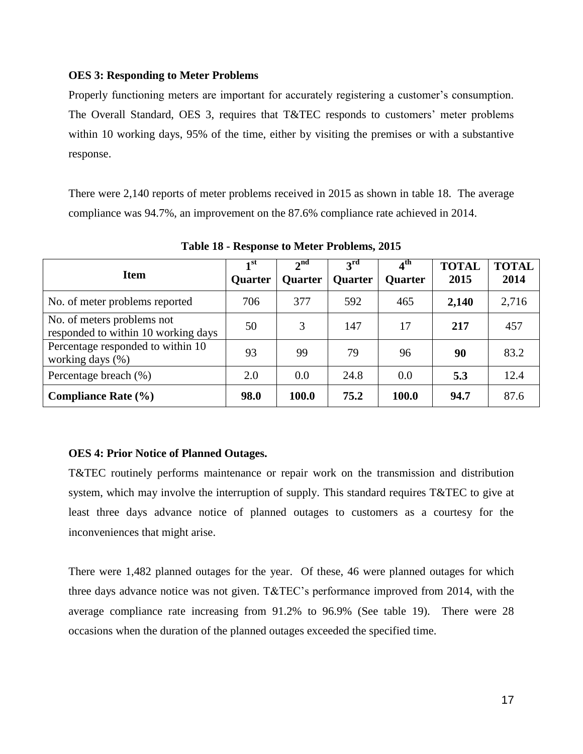### OES 3: Responding to Meter Problems

Properly functioning meters are important for accurately registering a customer's consumption. The Overall Standard, OES 3, requires that T&TEC responds to customers' meter problems within 10 working days, 95% of the time, either by visiting the premises or with a substantive response.

There were 2,140 reports of meter problems received in 2015 as shown in table 18. The average compliance was 94.7%, an improvement on the 87.6% compliance rate achieved in 2014.

**Table 18 - Response to Meter Problems, 2015**

| Item | 1st Quarter | 2nd Quarter | 3rd Quarter | 4th Quarter | TOTAL 2015 | TOTAL 2014 |
|---|---|---|---|---|---|---|
| No. of meter problems reported | 706 | 377 | 592 | 465 | **2,140** | 2,716 |
| No. of meters problems not responded to within 10 working days | 50 | 3 | 147 | 17 | **217** | 457 |
| Percentage responded to within 10 working days (%) | 93 | 99 | 79 | 96 | **90** | 83.2 |
| Percentage breach (%) | 2.0 | 0.0 | 24.8 | 0.0 | **5.3** | 12.4 |
| **Compliance Rate (%)** | **98.0** | **100.0** | **75.2** | **100.0** | **94.7** | 87.6 |

### OES 4: Prior Notice of Planned Outages.

T&TEC routinely performs maintenance or repair work on the transmission and distribution system, which may involve the interruption of supply. This standard requires T&TEC to give at least three days advance notice of planned outages to customers as a courtesy for the inconveniences that might arise.

There were 1,482 planned outages for the year. Of these, 46 were planned outages for which three days advance notice was not given. T&TEC's performance improved from 2014, with the average compliance rate increasing from 91.2% to 96.9% (See table 19). There were 28 occasions when the duration of the planned outages exceeded the specified time.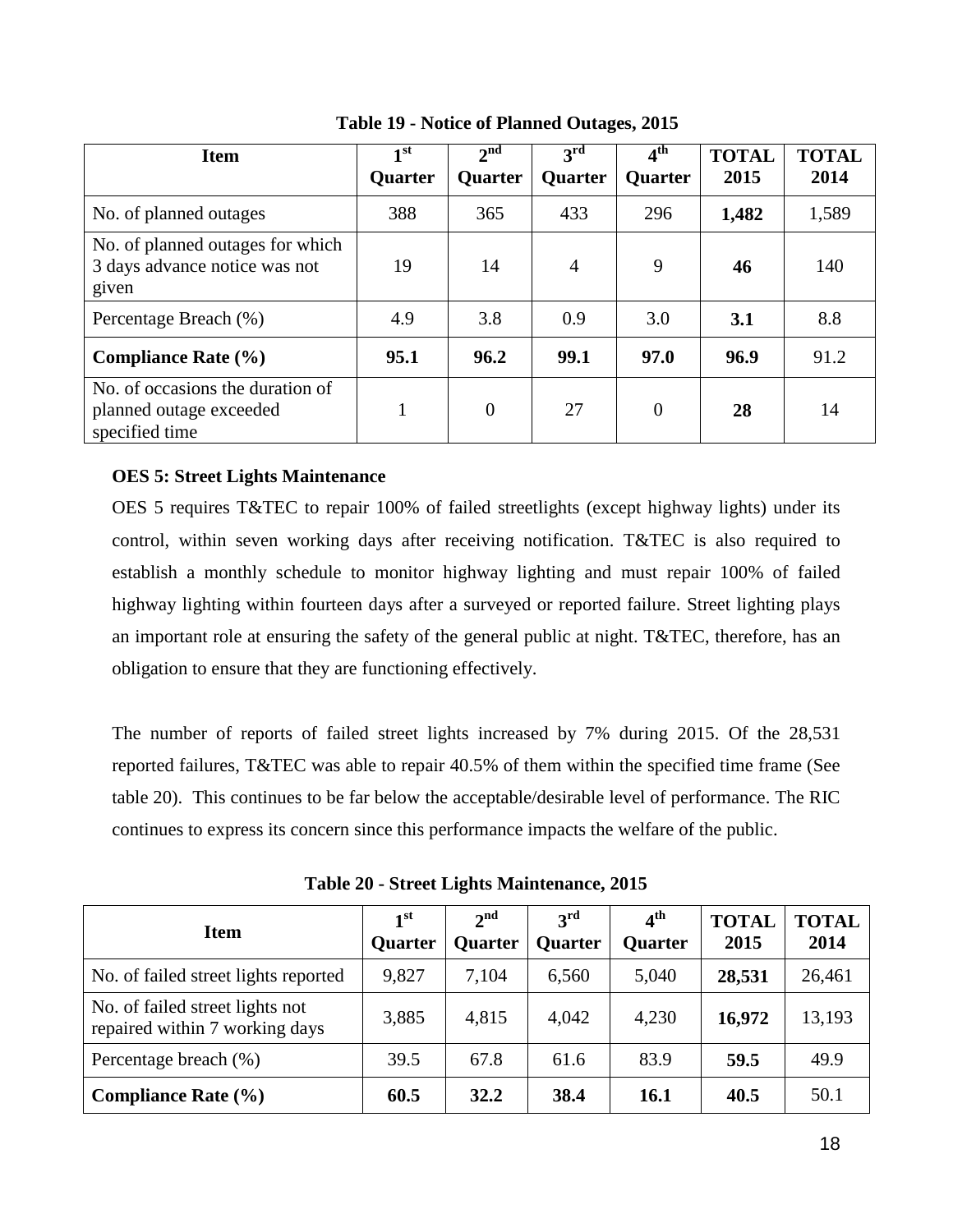**Table 19 - Notice of Planned Outages, 2015**

| Item | 1st Quarter | 2nd Quarter | 3rd Quarter | 4th Quarter | TOTAL 2015 | TOTAL 2014 |
|---|---|---|---|---|---|---|
| No. of planned outages | 388 | 365 | 433 | 296 | **1,482** | 1,589 |
| No. of planned outages for which 3 days advance notice was not given | 19 | 14 | 4 | 9 | **46** | 140 |
| Percentage Breach (%) | 4.9 | 3.8 | 0.9 | 3.0 | **3.1** | 8.8 |
| **Compliance Rate (%)** | **95.1** | **96.2** | **99.1** | **97.0** | **96.9** | 91.2 |
| No. of occasions the duration of planned outage exceeded specified time | 1 | 0 | 27 | 0 | **28** | 14 |

**OES 5: Street Lights Maintenance**

OES 5 requires T&TEC to repair 100% of failed streetlights (except highway lights) under its control, within seven working days after receiving notification. T&TEC is also required to establish a monthly schedule to monitor highway lighting and must repair 100% of failed highway lighting within fourteen days after a surveyed or reported failure. Street lighting plays an important role at ensuring the safety of the general public at night. T&TEC, therefore, has an obligation to ensure that they are functioning effectively.

The number of reports of failed street lights increased by 7% during 2015. Of the 28,531 reported failures, T&TEC was able to repair 40.5% of them within the specified time frame (See table 20). This continues to be far below the acceptable/desirable level of performance. The RIC continues to express its concern since this performance impacts the welfare of the public.

**Table 20 - Street Lights Maintenance, 2015**

| Item | 1st Quarter | 2nd Quarter | 3rd Quarter | 4th Quarter | TOTAL 2015 | TOTAL 2014 |
|---|---|---|---|---|---|---|
| No. of failed street lights reported | 9,827 | 7,104 | 6,560 | 5,040 | **28,531** | 26,461 |
| No. of failed street lights not repaired within 7 working days | 3,885 | 4,815 | 4,042 | 4,230 | **16,972** | 13,193 |
| Percentage breach (%) | 39.5 | 67.8 | 61.6 | 83.9 | **59.5** | 49.9 |
| **Compliance Rate (%)** | **60.5** | **32.2** | **38.4** | **16.1** | **40.5** | 50.1 |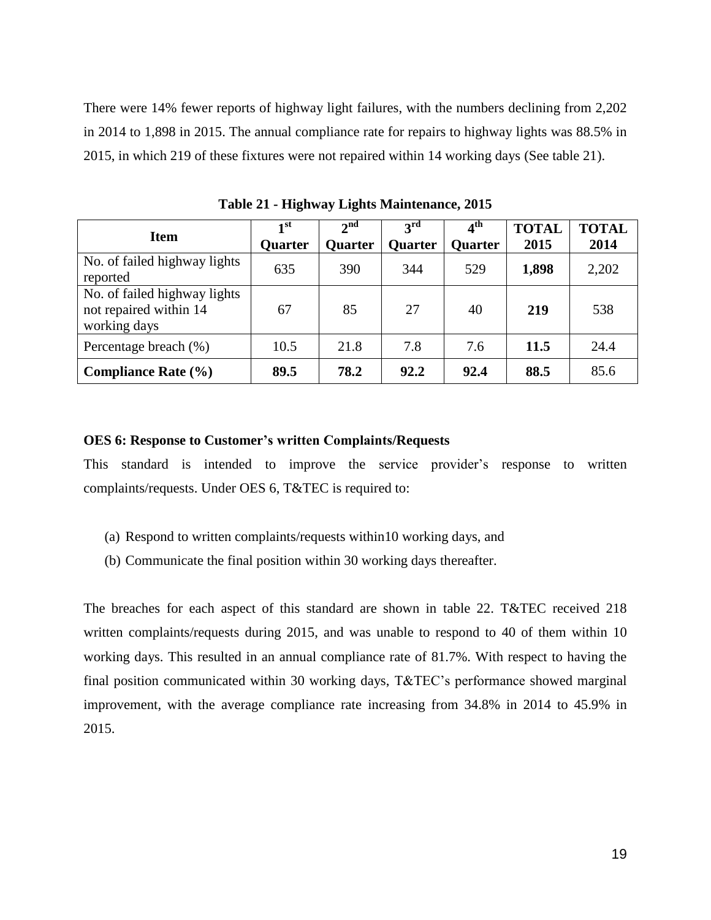There were 14% fewer reports of highway light failures, with the numbers declining from 2,202 in 2014 to 1,898 in 2015. The annual compliance rate for repairs to highway lights was 88.5% in 2015, in which 219 of these fixtures were not repaired within 14 working days (See table 21).

**Table 21 - Highway Lights Maintenance, 2015**

| Item | 1st Quarter | 2nd Quarter | 3rd Quarter | 4th Quarter | TOTAL 2015 | TOTAL 2014 |
|---|---|---|---|---|---|---|
| No. of failed highway lights reported | 635 | 390 | 344 | 529 | **1,898** | 2,202 |
| No. of failed highway lights not repaired within 14 working days | 67 | 85 | 27 | 40 | **219** | 538 |
| Percentage breach (%) | 10.5 | 21.8 | 7.8 | 7.6 | **11.5** | 24.4 |
| **Compliance Rate (%)** | **89.5** | **78.2** | **92.2** | **92.4** | **88.5** | 85.6 |

**OES 6: Response to Customer's written Complaints/Requests**

This standard is intended to improve the service provider's response to written complaints/requests. Under OES 6, T&TEC is required to:

(a) Respond to written complaints/requests within10 working days, and

(b) Communicate the final position within 30 working days thereafter.

The breaches for each aspect of this standard are shown in table 22. T&TEC received 218 written complaints/requests during 2015, and was unable to respond to 40 of them within 10 working days. This resulted in an annual compliance rate of 81.7%. With respect to having the final position communicated within 30 working days, T&TEC's performance showed marginal improvement, with the average compliance rate increasing from 34.8% in 2014 to 45.9% in 2015.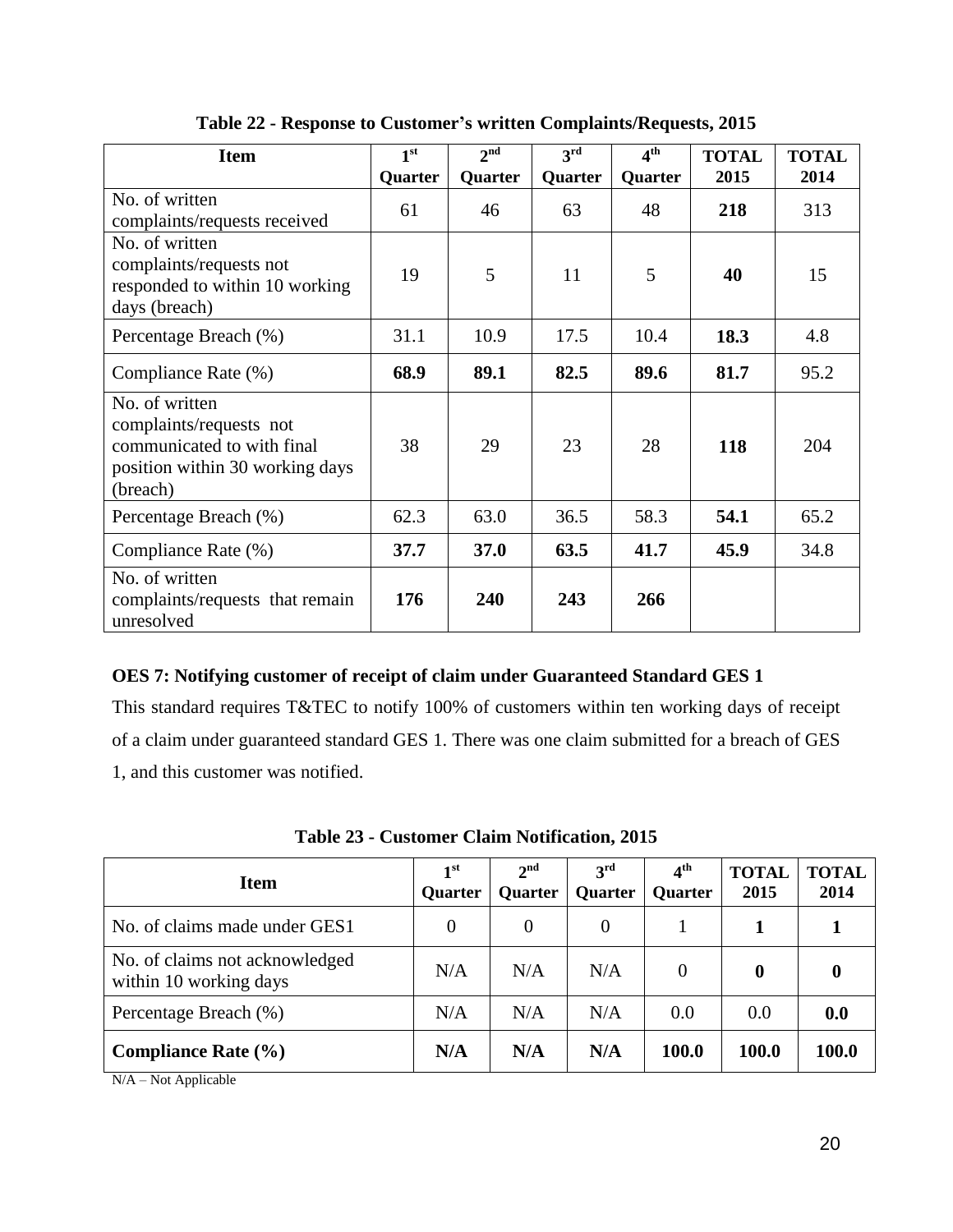**Table 22 - Response to Customer's written Complaints/Requests, 2015**

| Item | 1st Quarter | 2nd Quarter | 3rd Quarter | 4th Quarter | TOTAL 2015 | TOTAL 2014 |
|---|---|---|---|---|---|---|
| No. of written complaints/requests received | 61 | 46 | 63 | 48 | **218** | 313 |
| No. of written complaints/requests not responded to within 10 working days (breach) | 19 | 5 | 11 | 5 | **40** | 15 |
| Percentage Breach (%) | 31.1 | 10.9 | 17.5 | 10.4 | **18.3** | 4.8 |
| Compliance Rate (%) | **68.9** | **89.1** | **82.5** | **89.6** | **81.7** | 95.2 |
| No. of written complaints/requests not communicated to with final position within 30 working days (breach) | 38 | 29 | 23 | 28 | **118** | 204 |
| Percentage Breach (%) | 62.3 | 63.0 | 36.5 | 58.3 | **54.1** | 65.2 |
| Compliance Rate (%) | **37.7** | **37.0** | **63.5** | **41.7** | **45.9** | 34.8 |
| No. of written complaints/requests that remain unresolved | **176** | **240** | **243** | **266** | | |

### OES 7: Notifying customer of receipt of claim under Guaranteed Standard GES 1

This standard requires T&TEC to notify 100% of customers within ten working days of receipt of a claim under guaranteed standard GES 1. There was one claim submitted for a breach of GES 1, and this customer was notified.

**Table 23 - Customer Claim Notification, 2015**

| Item | 1st Quarter | 2nd Quarter | 3rd Quarter | 4th Quarter | TOTAL 2015 | TOTAL 2014 |
|---|---|---|---|---|---|---|
| No. of claims made under GES1 | 0 | 0 | 0 | 1 | **1** | **1** |
| No. of claims not acknowledged within 10 working days | N/A | N/A | N/A | 0 | **0** | **0** |
| Percentage Breach (%) | N/A | N/A | N/A | 0.0 | 0.0 | **0.0** |
| **Compliance Rate (%)** | **N/A** | **N/A** | **N/A** | **100.0** | **100.0** | **100.0** |

N/A – Not Applicable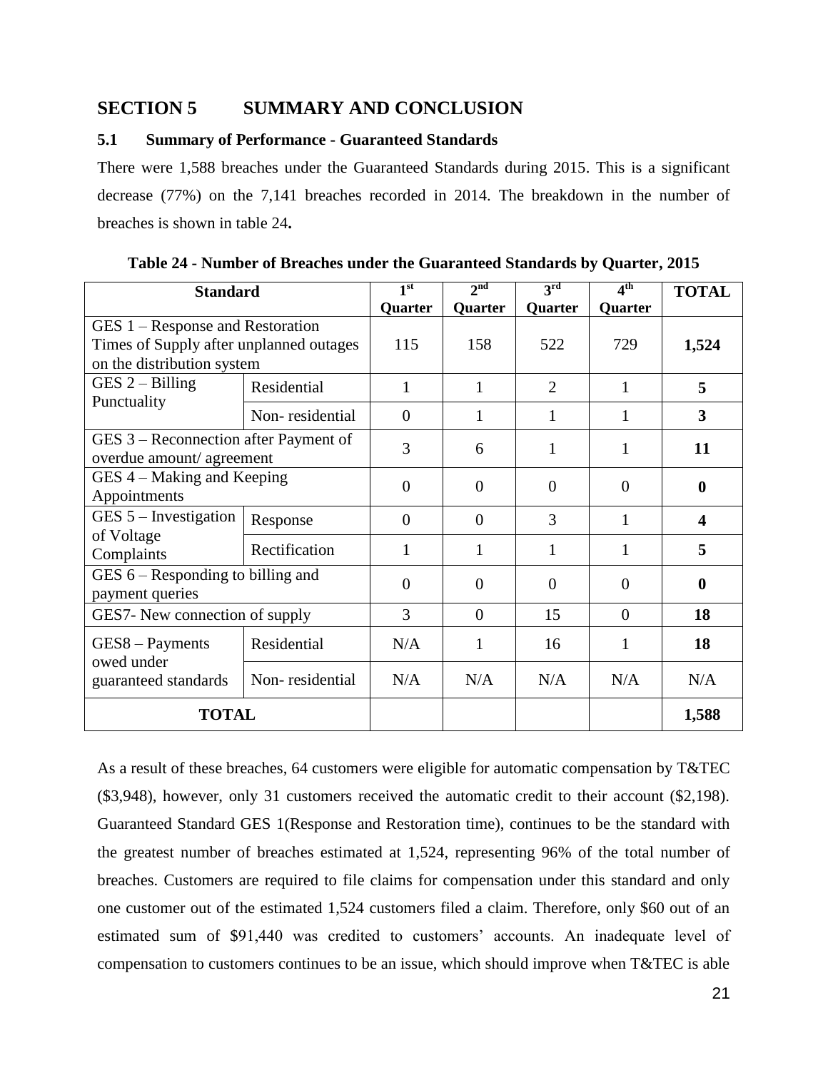## SECTION 5 SUMMARY AND CONCLUSION

### 5.1 Summary of Performance - Guaranteed Standards

There were 1,588 breaches under the Guaranteed Standards during 2015. This is a significant decrease (77%) on the 7,141 breaches recorded in 2014. The breakdown in the number of breaches is shown in table 24**.**

**Table 24 - Number of Breaches under the Guaranteed Standards by Quarter, 2015**

| Standard | | 1st Quarter | 2nd Quarter | 3rd Quarter | 4th Quarter | TOTAL |
|---|---|---|---|---|---|---|
| GES 1 – Response and Restoration Times of Supply after unplanned outages on the distribution system | | 115 | 158 | 522 | 729 | **1,524** |
| GES 2 – Billing Punctuality | Residential | 1 | 1 | 2 | 1 | **5** |
| | Non- residential | 0 | 1 | 1 | 1 | **3** |
| GES 3 – Reconnection after Payment of overdue amount/ agreement | | 3 | 6 | 1 | 1 | **11** |
| GES 4 – Making and Keeping Appointments | | 0 | 0 | 0 | 0 | **0** |
| GES 5 – Investigation of Voltage Complaints | Response | 0 | 0 | 3 | 1 | **4** |
| | Rectification | 1 | 1 | 1 | 1 | **5** |
| GES 6 – Responding to billing and payment queries | | 0 | 0 | 0 | 0 | **0** |
| GES7- New connection of supply | | 3 | 0 | 15 | 0 | **18** |
| GES8 – Payments owed under guaranteed standards | Residential | N/A | 1 | 16 | 1 | **18** |
| | Non- residential | N/A | N/A | N/A | N/A | N/A |
| **TOTAL** | | | | | | **1,588** |

As a result of these breaches, 64 customers were eligible for automatic compensation by T&TEC ($3,948), however, only 31 customers received the automatic credit to their account ($2,198). Guaranteed Standard GES 1(Response and Restoration time), continues to be the standard with the greatest number of breaches estimated at 1,524, representing 96% of the total number of breaches. Customers are required to file claims for compensation under this standard and only one customer out of the estimated 1,524 customers filed a claim. Therefore, only $60 out of an estimated sum of $91,440 was credited to customers' accounts. An inadequate level of compensation to customers continues to be an issue, which should improve when T&TEC is able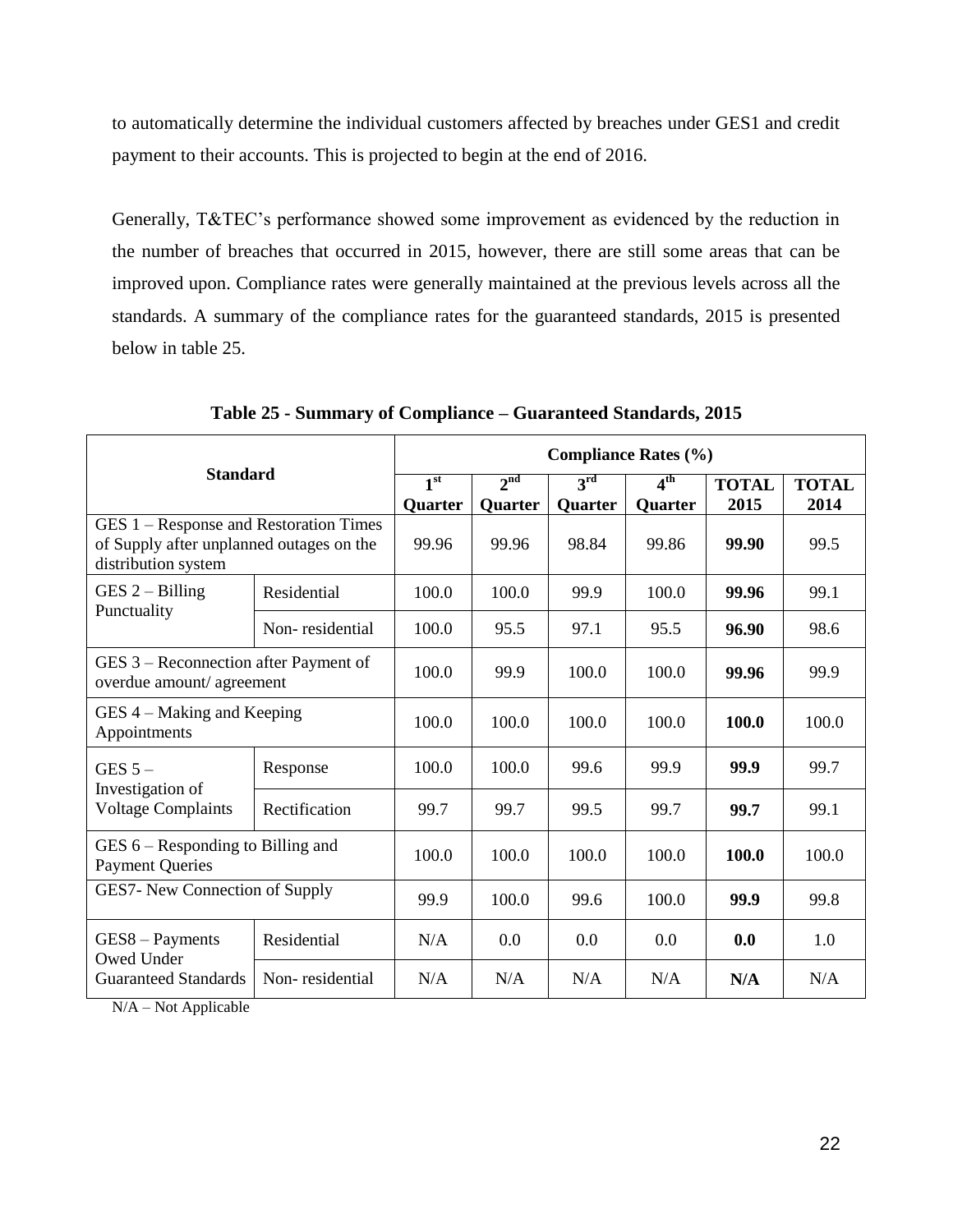to automatically determine the individual customers affected by breaches under GES1 and credit payment to their accounts. This is projected to begin at the end of 2016.

Generally, T&TEC's performance showed some improvement as evidenced by the reduction in the number of breaches that occurred in 2015, however, there are still some areas that can be improved upon. Compliance rates were generally maintained at the previous levels across all the standards. A summary of the compliance rates for the guaranteed standards, 2015 is presented below in table 25.

**Table 25 - Summary of Compliance – Guaranteed Standards, 2015**

| Standard | | Compliance Rates (%) | | | | | |
|---|---|---|---|---|---|---|---|
| | | 1st Quarter | 2nd Quarter | 3rd Quarter | 4th Quarter | TOTAL 2015 | TOTAL 2014 |
| GES 1 – Response and Restoration Times of Supply after unplanned outages on the distribution system | | 99.96 | 99.96 | 98.84 | 99.86 | **99.90** | 99.5 |
| GES 2 – Billing Punctuality | Residential | 100.0 | 100.0 | 99.9 | 100.0 | **99.96** | 99.1 |
| | Non- residential | 100.0 | 95.5 | 97.1 | 95.5 | **96.90** | 98.6 |
| GES 3 – Reconnection after Payment of overdue amount/ agreement | | 100.0 | 99.9 | 100.0 | 100.0 | **99.96** | 99.9 |
| GES 4 – Making and Keeping Appointments | | 100.0 | 100.0 | 100.0 | 100.0 | **100.0** | 100.0 |
| GES 5 – Investigation of Voltage Complaints | Response | 100.0 | 100.0 | 99.6 | 99.9 | **99.9** | 99.7 |
| | Rectification | 99.7 | 99.7 | 99.5 | 99.7 | **99.7** | 99.1 |
| GES 6 – Responding to Billing and Payment Queries | | 100.0 | 100.0 | 100.0 | 100.0 | **100.0** | 100.0 |
| GES7- New Connection of Supply | | 99.9 | 100.0 | 99.6 | 100.0 | **99.9** | 99.8 |
| GES8 – Payments Owed Under Guaranteed Standards | Residential | N/A | 0.0 | 0.0 | 0.0 | **0.0** | 1.0 |
| | Non- residential | N/A | N/A | N/A | N/A | **N/A** | N/A |

N/A – Not Applicable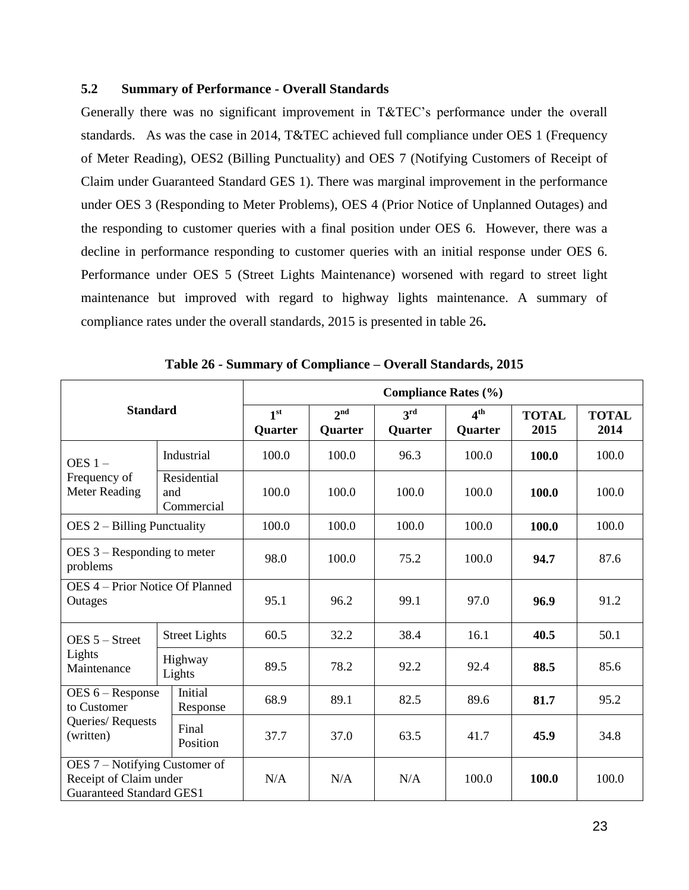### 5.2 Summary of Performance - Overall Standards

Generally there was no significant improvement in T&TEC's performance under the overall standards. As was the case in 2014, T&TEC achieved full compliance under OES 1 (Frequency of Meter Reading), OES2 (Billing Punctuality) and OES 7 (Notifying Customers of Receipt of Claim under Guaranteed Standard GES 1). There was marginal improvement in the performance under OES 3 (Responding to Meter Problems), OES 4 (Prior Notice of Unplanned Outages) and the responding to customer queries with a final position under OES 6. However, there was a decline in performance responding to customer queries with an initial response under OES 6. Performance under OES 5 (Street Lights Maintenance) worsened with regard to street light maintenance but improved with regard to highway lights maintenance. A summary of compliance rates under the overall standards, 2015 is presented in table 26**.**

**Table 26 - Summary of Compliance – Overall Standards, 2015**

| Standard | | Compliance Rates (%) | | | | | |
|---|---|---|---|---|---|---|---|
| | | 1st Quarter | 2nd Quarter | 3rd Quarter | 4th Quarter | TOTAL 2015 | TOTAL 2014 |
| OES 1 – Frequency of Meter Reading | Industrial | 100.0 | 100.0 | 96.3 | 100.0 | **100.0** | 100.0 |
| | Residential and Commercial | 100.0 | 100.0 | 100.0 | 100.0 | **100.0** | 100.0 |
| OES 2 – Billing Punctuality | | 100.0 | 100.0 | 100.0 | 100.0 | **100.0** | 100.0 |
| OES 3 – Responding to meter problems | | 98.0 | 100.0 | 75.2 | 100.0 | **94.7** | 87.6 |
| OES 4 – Prior Notice Of Planned Outages | | 95.1 | 96.2 | 99.1 | 97.0 | **96.9** | 91.2 |
| OES 5 – Street Lights Maintenance | Street Lights | 60.5 | 32.2 | 38.4 | 16.1 | **40.5** | 50.1 |
| | Highway Lights | 89.5 | 78.2 | 92.2 | 92.4 | **88.5** | 85.6 |
| OES 6 – Response to Customer Queries/ Requests (written) | Initial Response | 68.9 | 89.1 | 82.5 | 89.6 | **81.7** | 95.2 |
| | Final Position | 37.7 | 37.0 | 63.5 | 41.7 | **45.9** | 34.8 |
| OES 7 – Notifying Customer of Receipt of Claim under Guaranteed Standard GES1 | | N/A | N/A | N/A | 100.0 | **100.0** | 100.0 |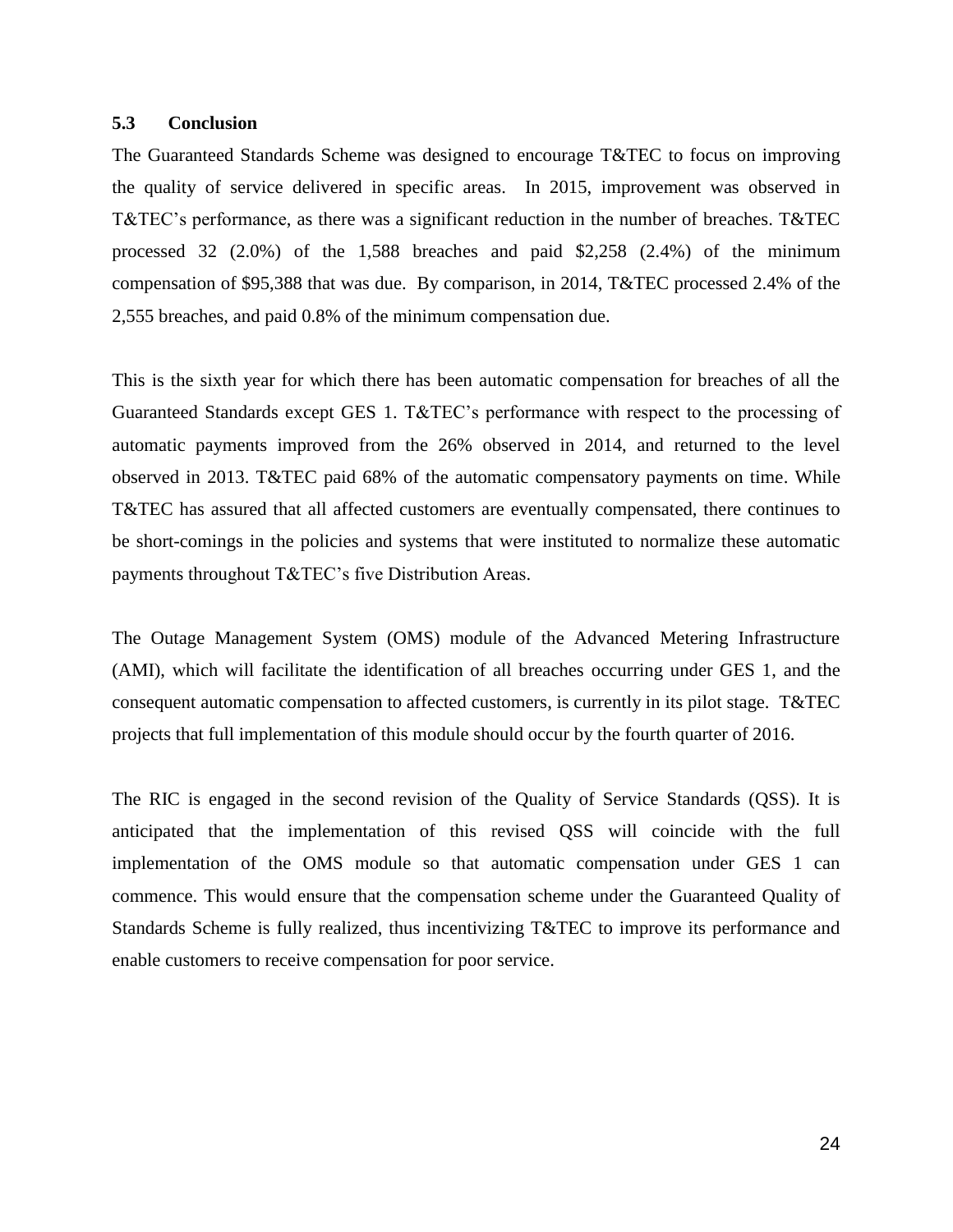### 5.3 Conclusion

The Guaranteed Standards Scheme was designed to encourage T&TEC to focus on improving the quality of service delivered in specific areas. In 2015, improvement was observed in T&TEC's performance, as there was a significant reduction in the number of breaches. T&TEC processed 32 (2.0%) of the 1,588 breaches and paid $2,258 (2.4%) of the minimum compensation of $95,388 that was due. By comparison, in 2014, T&TEC processed 2.4% of the 2,555 breaches, and paid 0.8% of the minimum compensation due.

This is the sixth year for which there has been automatic compensation for breaches of all the Guaranteed Standards except GES 1. T&TEC's performance with respect to the processing of automatic payments improved from the 26% observed in 2014, and returned to the level observed in 2013. T&TEC paid 68% of the automatic compensatory payments on time. While T&TEC has assured that all affected customers are eventually compensated, there continues to be short-comings in the policies and systems that were instituted to normalize these automatic payments throughout T&TEC's five Distribution Areas.

The Outage Management System (OMS) module of the Advanced Metering Infrastructure (AMI), which will facilitate the identification of all breaches occurring under GES 1, and the consequent automatic compensation to affected customers, is currently in its pilot stage. T&TEC projects that full implementation of this module should occur by the fourth quarter of 2016.

The RIC is engaged in the second revision of the Quality of Service Standards (QSS). It is anticipated that the implementation of this revised QSS will coincide with the full implementation of the OMS module so that automatic compensation under GES 1 can commence. This would ensure that the compensation scheme under the Guaranteed Quality of Standards Scheme is fully realized, thus incentivizing T&TEC to improve its performance and enable customers to receive compensation for poor service.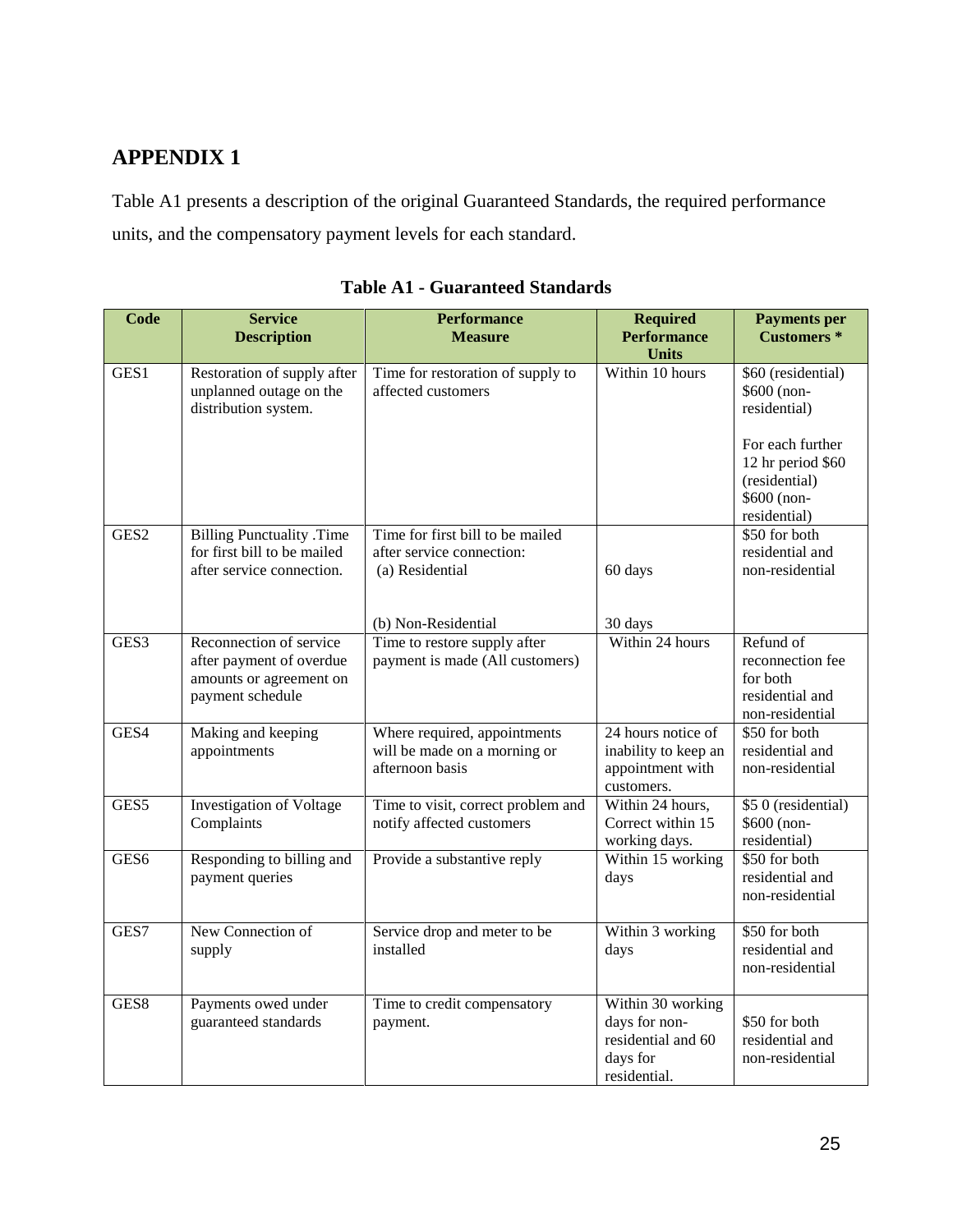# APPENDIX 1

Table A1 presents a description of the original Guaranteed Standards, the required performance units, and the compensatory payment levels for each standard.

**Table A1 - Guaranteed Standards**

| Code | Service Description | Performance Measure | Required Performance Units | Payments per Customers * |
|---|---|---|---|---|
| GES1 | Restoration of supply after unplanned outage on the distribution system. | Time for restoration of supply to affected customers | Within 10 hours | $60 (residential) $600 (non-residential)<br><br>For each further 12 hr period $60 (residential) $600 (non-residential) |
| GES2 | Billing Punctuality .Time for first bill to be mailed after service connection. | Time for first bill to be mailed after service connection:<br>(a) Residential<br><br>(b) Non-Residential | <br><br>60 days<br><br>30 days | $50 for both residential and non-residential |
| GES3 | Reconnection of service after payment of overdue amounts or agreement on payment schedule | Time to restore supply after payment is made (All customers) | Within 24 hours | Refund of reconnection fee for both residential and non-residential |
| GES4 | Making and keeping appointments | Where required, appointments will be made on a morning or afternoon basis | 24 hours notice of inability to keep an appointment with customers. | $50 for both residential and non-residential |
| GES5 | Investigation of Voltage Complaints | Time to visit, correct problem and notify affected customers | Within 24 hours, Correct within 15 working days. | $5 0 (residential) $600 (non-residential) |
| GES6 | Responding to billing and payment queries | Provide a substantive reply | Within 15 working days | $50 for both residential and non-residential |
| GES7 | New Connection of supply | Service drop and meter to be installed | Within 3 working days | $50 for both residential and non-residential |
| GES8 | Payments owed under guaranteed standards | Time to credit compensatory payment. | Within 30 working days for non-residential and 60 days for residential. | $50 for both residential and non-residential |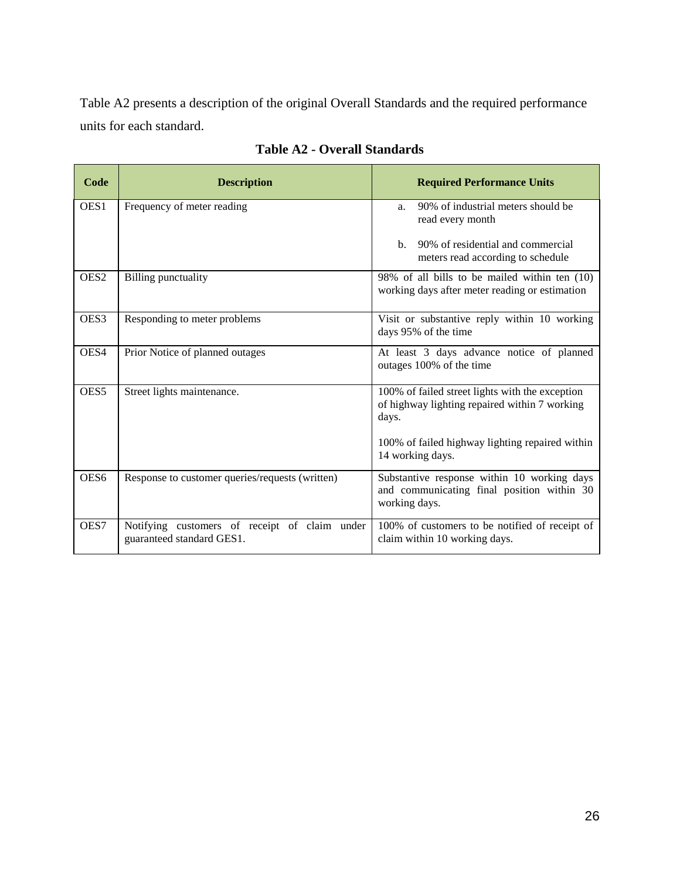Table A2 presents a description of the original Overall Standards and the required performance units for each standard.

**Table A2 - Overall Standards**

| Code | Description | Required Performance Units |
|---|---|---|
| OES1 | Frequency of meter reading | a. 90% of industrial meters should be read every month<br><br>b. 90% of residential and commercial meters read according to schedule |
| OES2 | Billing punctuality | 98% of all bills to be mailed within ten (10) working days after meter reading or estimation |
| OES3 | Responding to meter problems | Visit or substantive reply within 10 working days 95% of the time |
| OES4 | Prior Notice of planned outages | At least 3 days advance notice of planned outages 100% of the time |
| OES5 | Street lights maintenance. | 100% of failed street lights with the exception of highway lighting repaired within 7 working days.<br><br>100% of failed highway lighting repaired within 14 working days. |
| OES6 | Response to customer queries/requests (written) | Substantive response within 10 working days and communicating final position within 30 working days. |
| OES7 | Notifying customers of receipt of claim under guaranteed standard GES1. | 100% of customers to be notified of receipt of claim within 10 working days. |